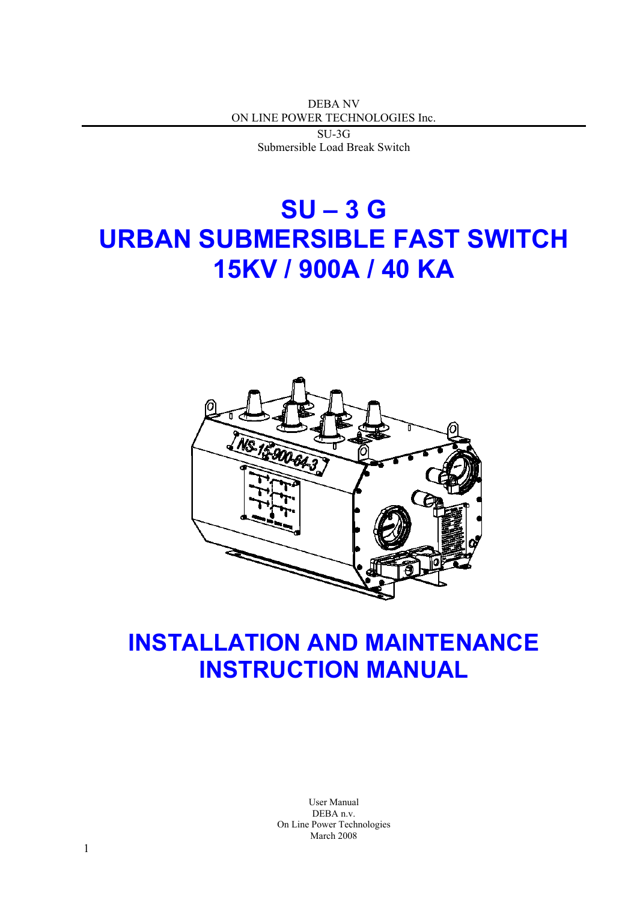DEBA NV
ON LINE POWER TECHNOLOGIES Inc.

SU-3G
Submersible Load Break Switch

# SU – 3 G
# URBAN SUBMERSIBLE FAST SWITCH
# 15KV / 900A / 40 KA

# INSTALLATION AND MAINTENANCE INSTRUCTION MANUAL

User Manual
DEBA n.v.
On Line Power Technologies
March 2008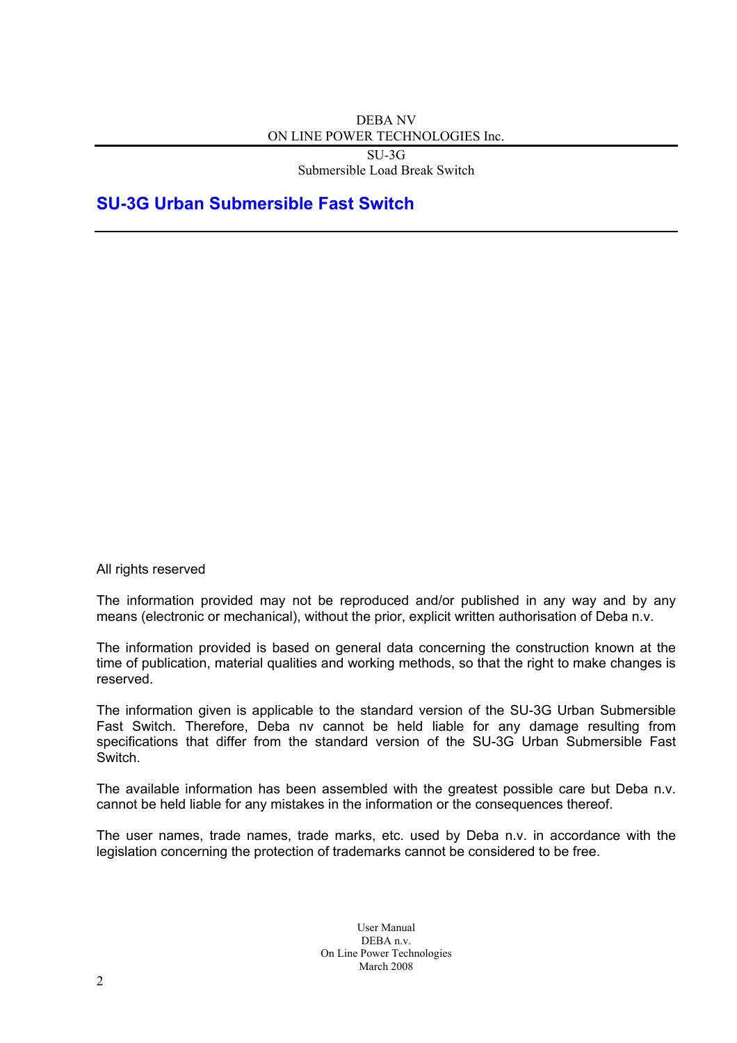# SU-3G Urban Submersible Fast Switch

All rights reserved

The information provided may not be reproduced and/or published in any way and by any means (electronic or mechanical), without the prior, explicit written authorisation of Deba n.v.

The information provided is based on general data concerning the construction known at the time of publication, material qualities and working methods, so that the right to make changes is reserved.

The information given is applicable to the standard version of the SU-3G Urban Submersible Fast Switch. Therefore, Deba nv cannot be held liable for any damage resulting from specifications that differ from the standard version of the SU-3G Urban Submersible Fast Switch.

The available information has been assembled with the greatest possible care but Deba n.v. cannot be held liable for any mistakes in the information or the consequences thereof.

The user names, trade names, trade marks, etc. used by Deba n.v. in accordance with the legislation concerning the protection of trademarks cannot be considered to be free.

User Manual
DEBA n.v.
On Line Power Technologies
March 2008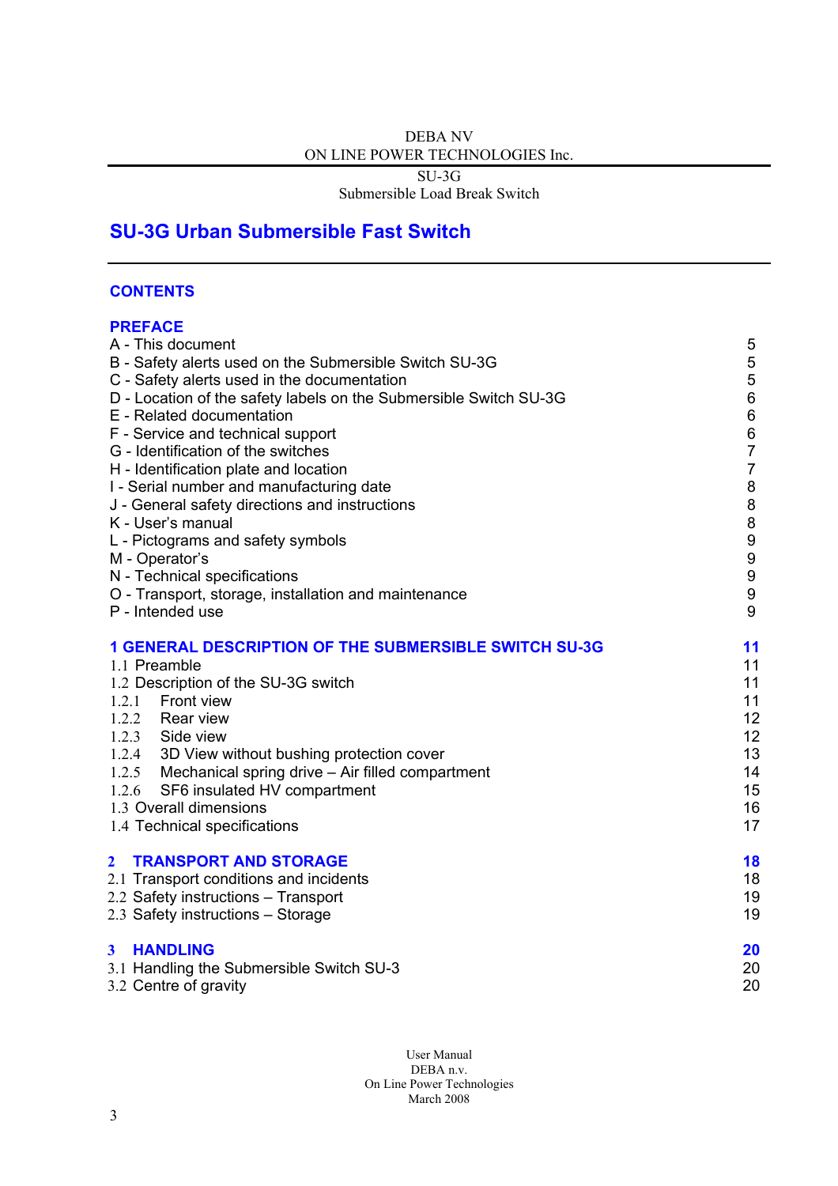DEBA NV
ON LINE POWER TECHNOLOGIES Inc.

SU-3G
Submersible Load Break Switch

# SU-3G Urban Submersible Fast Switch

## CONTENTS

| | |
|---|---|
| **PREFACE** | |
| A - This document | 5 |
| B - Safety alerts used on the Submersible Switch SU-3G | 5 |
| C - Safety alerts used in the documentation | 5 |
| D - Location of the safety labels on the Submersible Switch SU-3G | 6 |
| E - Related documentation | 6 |
| F - Service and technical support | 6 |
| G - Identification of the switches | 7 |
| H - Identification plate and location | 7 |
| I - Serial number and manufacturing date | 8 |
| J - General safety directions and instructions | 8 |
| K - User's manual | 8 |
| L - Pictograms and safety symbols | 9 |
| M - Operator's | 9 |
| N - Technical specifications | 9 |
| O - Transport, storage, installation and maintenance | 9 |
| P - Intended use | 9 |
| **1 GENERAL DESCRIPTION OF THE SUBMERSIBLE SWITCH SU-3G** | **11** |
| 1.1 Preamble | 11 |
| 1.2 Description of the SU-3G switch | 11 |
| 1.2.1 Front view | 11 |
| 1.2.2 Rear view | 12 |
| 1.2.3 Side view | 12 |
| 1.2.4 3D View without bushing protection cover | 13 |
| 1.2.5 Mechanical spring drive – Air filled compartment | 14 |
| 1.2.6 SF6 insulated HV compartment | 15 |
| 1.3 Overall dimensions | 16 |
| 1.4 Technical specifications | 17 |
| **2 TRANSPORT AND STORAGE** | **18** |
| 2.1 Transport conditions and incidents | 18 |
| 2.2 Safety instructions – Transport | 19 |
| 2.3 Safety instructions – Storage | 19 |
| **3 HANDLING** | **20** |
| 3.1 Handling the Submersible Switch SU-3 | 20 |
| 3.2 Centre of gravity | 20 |

User Manual
DEBA n.v.
On Line Power Technologies
March 2008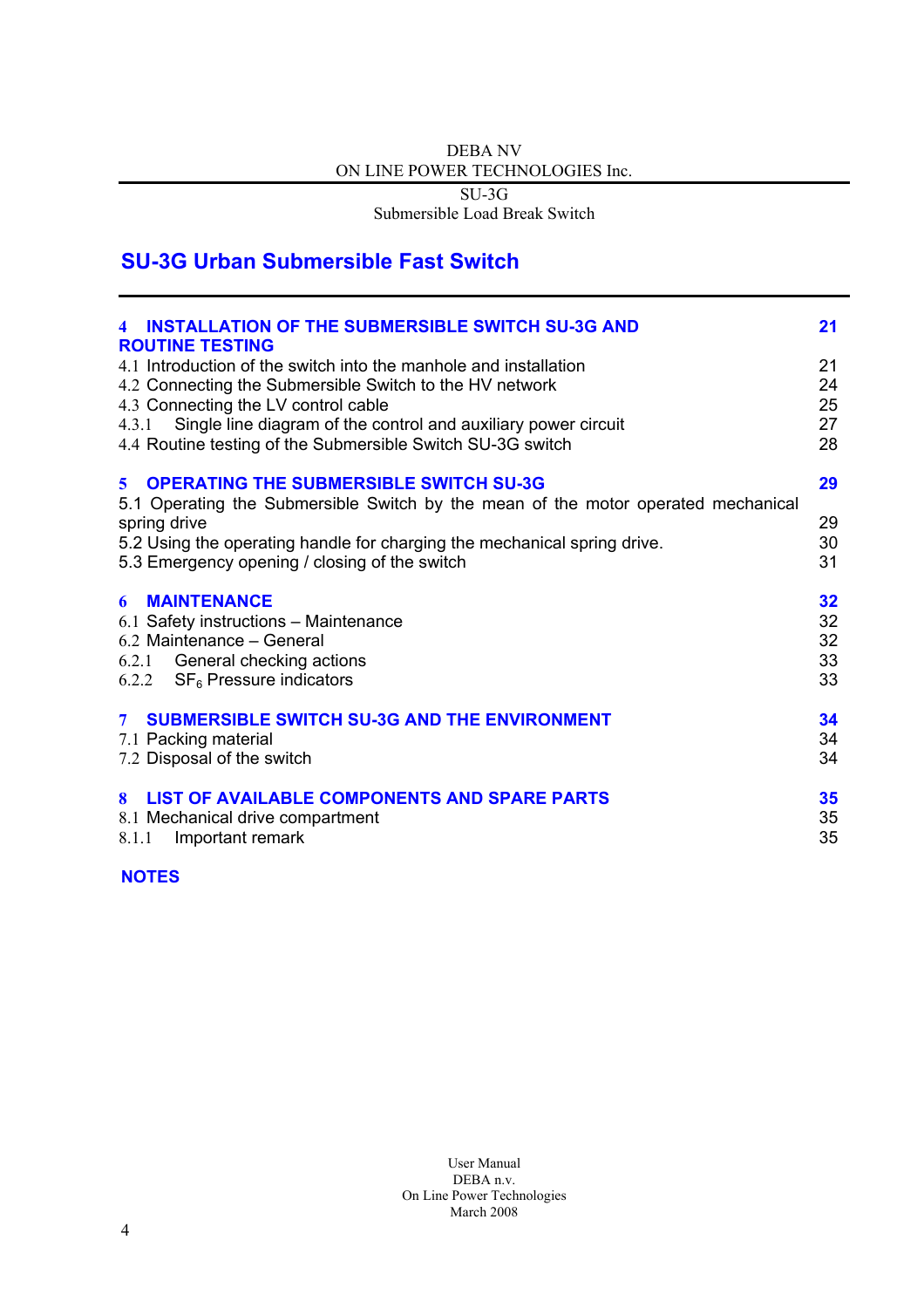## SU-3G Urban Submersible Fast Switch

| | |
|---|---|
| **4 INSTALLATION OF THE SUBMERSIBLE SWITCH SU-3G AND ROUTINE TESTING** | **21** |
| 4.1 Introduction of the switch into the manhole and installation | 21 |
| 4.2 Connecting the Submersible Switch to the HV network | 24 |
| 4.3 Connecting the LV control cable | 25 |
| 4.3.1 Single line diagram of the control and auxiliary power circuit | 27 |
| 4.4 Routine testing of the Submersible Switch SU-3G switch | 28 |
| **5 OPERATING THE SUBMERSIBLE SWITCH SU-3G** | **29** |
| 5.1 Operating the Submersible Switch by the mean of the motor operated mechanical spring drive | 29 |
| 5.2 Using the operating handle for charging the mechanical spring drive. | 30 |
| 5.3 Emergency opening / closing of the switch | 31 |
| **6 MAINTENANCE** | **32** |
| 6.1 Safety instructions – Maintenance | 32 |
| 6.2 Maintenance – General | 32 |
| 6.2.1 General checking actions | 33 |
| 6.2.2 $SF_6$ Pressure indicators | 33 |
| **7 SUBMERSIBLE SWITCH SU-3G AND THE ENVIRONMENT** | **34** |
| 7.1 Packing material | 34 |
| 7.2 Disposal of the switch | 34 |
| **8 LIST OF AVAILABLE COMPONENTS AND SPARE PARTS** | **35** |
| 8.1 Mechanical drive compartment | 35 |
| 8.1.1 Important remark | 35 |

**NOTES**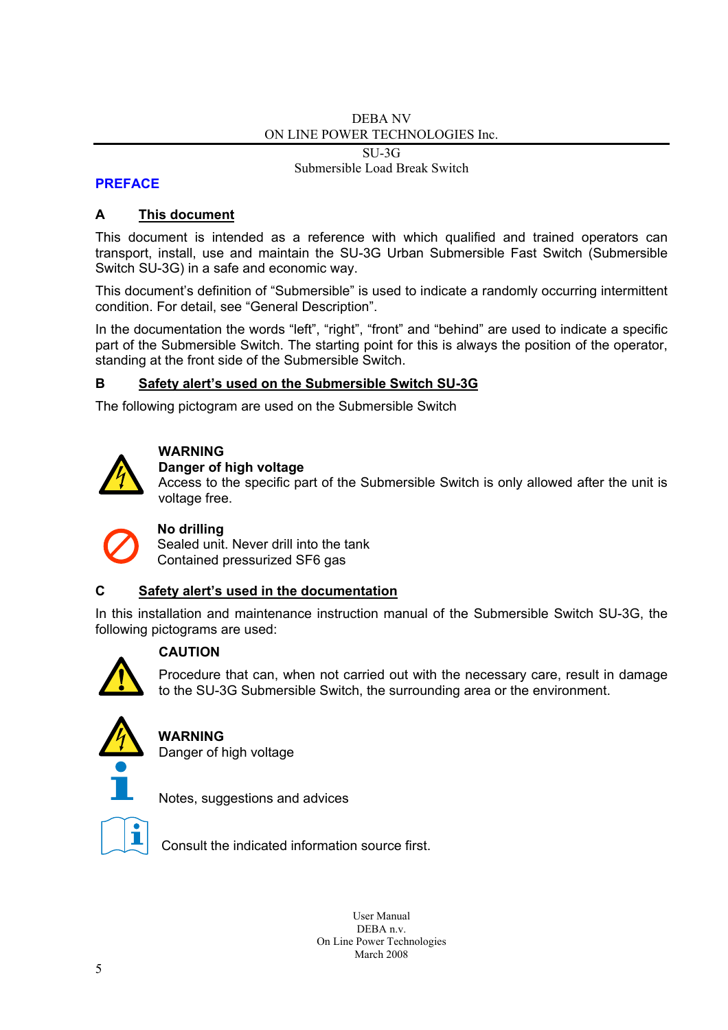## PREFACE

### A This document

This document is intended as a reference with which qualified and trained operators can transport, install, use and maintain the SU-3G Urban Submersible Fast Switch (Submersible Switch SU-3G) in a safe and economic way.

This document's definition of "Submersible" is used to indicate a randomly occurring intermittent condition. For detail, see "General Description".

In the documentation the words "left", "right", "front" and "behind" are used to indicate a specific part of the Submersible Switch. The starting point for this is always the position of the operator, standing at the front side of the Submersible Switch.

### B Safety alert's used on the Submersible Switch SU-3G

The following pictogram are used on the Submersible Switch

**WARNING**
**Danger of high voltage**
Access to the specific part of the Submersible Switch is only allowed after the unit is voltage free.

**No drilling**
Sealed unit. Never drill into the tank
Contained pressurized SF6 gas

### C Safety alert's used in the documentation

In this installation and maintenance instruction manual of the Submersible Switch SU-3G, the following pictograms are used:

**CAUTION**
Procedure that can, when not carried out with the necessary care, result in damage to the SU-3G Submersible Switch, the surrounding area or the environment.

**WARNING**
Danger of high voltage

Notes, suggestions and advices

Consult the indicated information source first.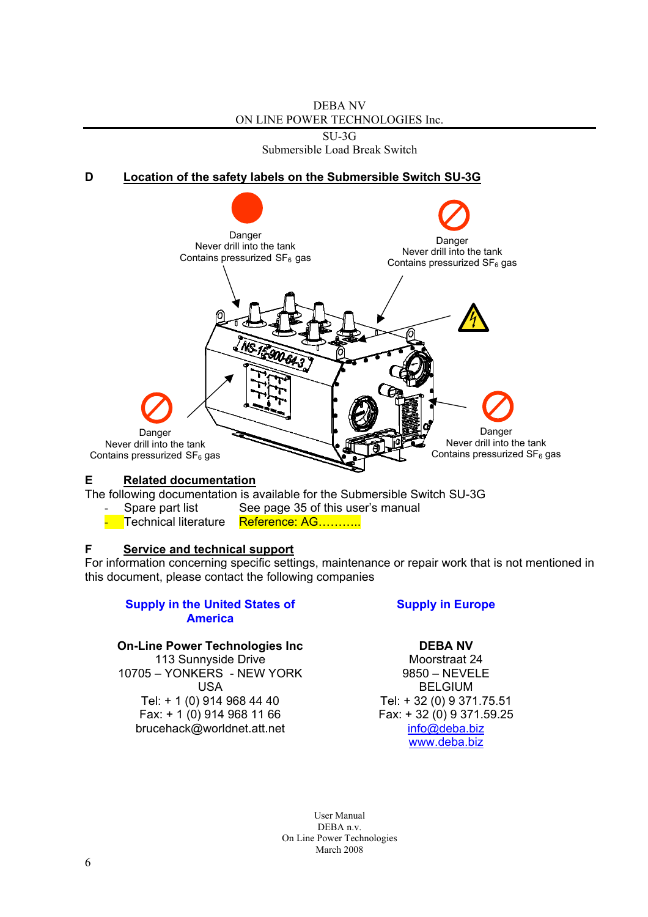## D Location of the safety labels on the Submersible Switch SU-3G

Danger
Never drill into the tank
Contains pressurized $SF_6$ gas

Danger
Never drill into the tank
Contains pressurized $SF_6$ gas

NS-15-900-64-3

Danger
Never drill into the tank
Contains pressurized $SF_6$ gas

Danger
Never drill into the tank
Contains pressurized $SF_6$ gas

## E Related documentation

The following documentation is available for the Submersible Switch SU-3G

- Spare part list — See page 35 of this user's manual
- Technical literature — Reference: AG………..

## F Service and technical support

For information concerning specific settings, maintenance or repair work that is not mentioned in this document, please contact the following companies

**Supply in the United States of America**

**On-Line Power Technologies Inc**
113 Sunnyside Drive
10705 – YONKERS - NEW YORK
USA
Tel: + 1 (0) 914 968 44 40
Fax: + 1 (0) 914 968 11 66
brucehack@worldnet.att.net

**Supply in Europe**

**DEBA NV**
Moorstraat 24
9850 – NEVELE
BELGIUM
Tel: + 32 (0) 9 371.75.51
Fax: + 32 (0) 9 371.59.25
info@deba.biz
www.deba.biz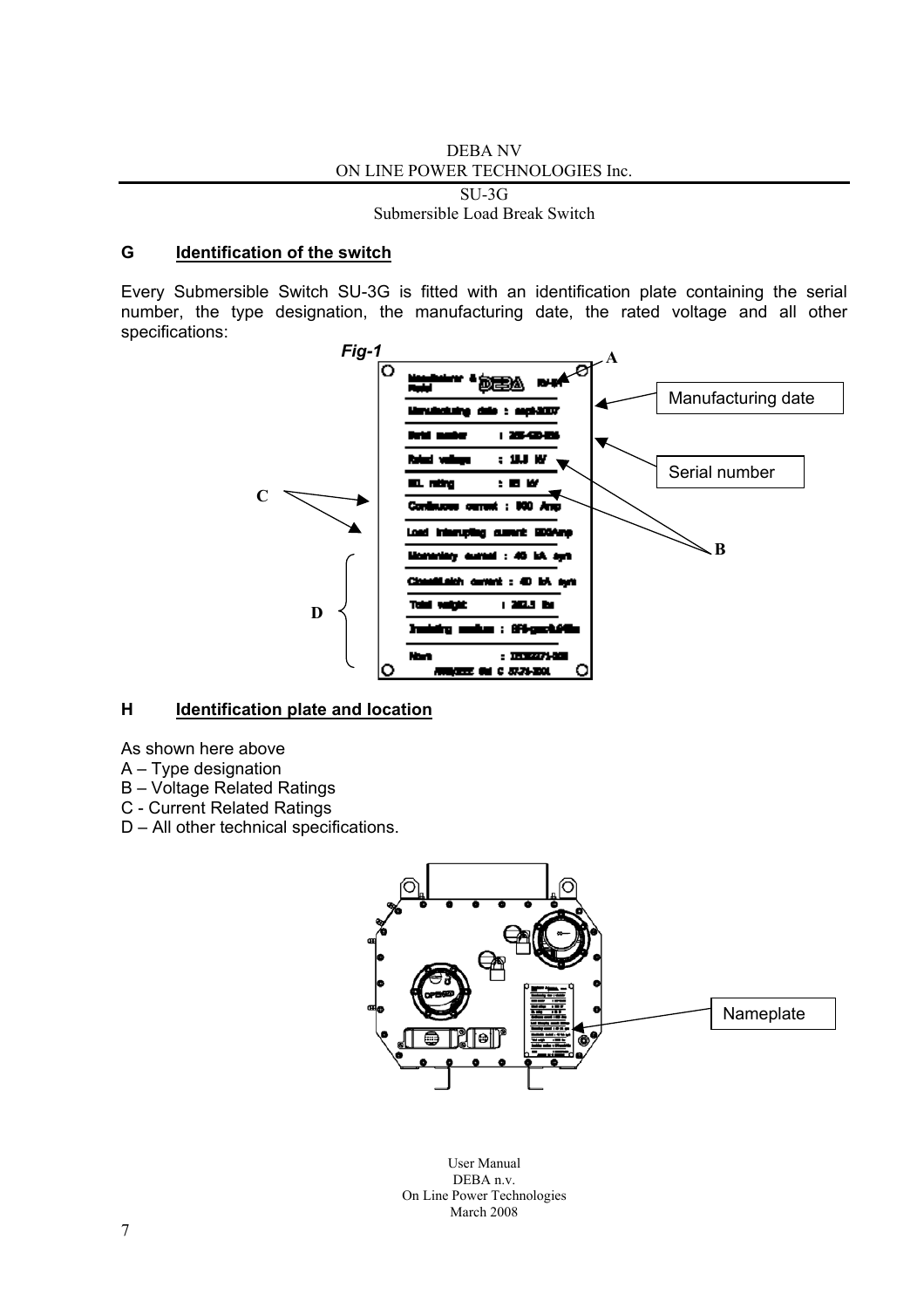## G Identification of the switch

Every Submersible Switch SU-3G is fitted with an identification plate containing the serial number, the type designation, the manufacturing date, the rated voltage and all other specifications:

*Fig-1*

A

Manufacturing date

Serial number

B

C

D

## H Identification plate and location

As shown here above

- A – Type designation
- B – Voltage Related Ratings
- C - Current Related Ratings
- D – All other technical specifications.

Nameplate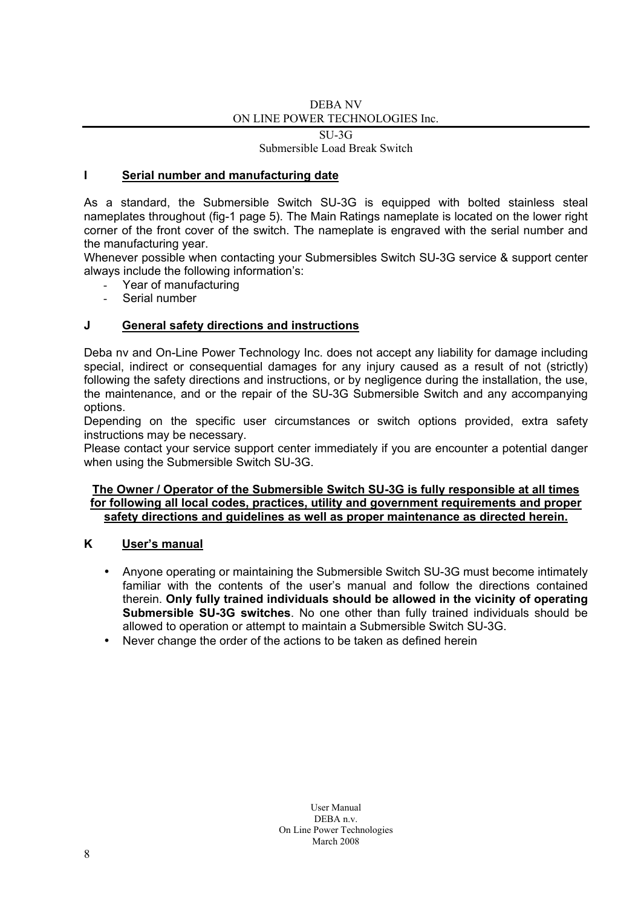## I Serial number and manufacturing date

As a standard, the Submersible Switch SU-3G is equipped with bolted stainless steal nameplates throughout (fig-1 page 5). The Main Ratings nameplate is located on the lower right corner of the front cover of the switch. The nameplate is engraved with the serial number and the manufacturing year.

Whenever possible when contacting your Submersibles Switch SU-3G service & support center always include the following information's:

- Year of manufacturing
- Serial number

## J General safety directions and instructions

Deba nv and On-Line Power Technology Inc. does not accept any liability for damage including special, indirect or consequential damages for any injury caused as a result of not (strictly) following the safety directions and instructions, or by negligence during the installation, the use, the maintenance, and or the repair of the SU-3G Submersible Switch and any accompanying options.

Depending on the specific user circumstances or switch options provided, extra safety instructions may be necessary.

Please contact your service support center immediately if you are encounter a potential danger when using the Submersible Switch SU-3G.

**The Owner / Operator of the Submersible Switch SU-3G is fully responsible at all times for following all local codes, practices, utility and government requirements and proper safety directions and guidelines as well as proper maintenance as directed herein.**

## K User's manual

- Anyone operating or maintaining the Submersible Switch SU-3G must become intimately familiar with the contents of the user's manual and follow the directions contained therein. **Only fully trained individuals should be allowed in the vicinity of operating Submersible SU-3G switches**. No one other than fully trained individuals should be allowed to operation or attempt to maintain a Submersible Switch SU-3G.
- Never change the order of the actions to be taken as defined herein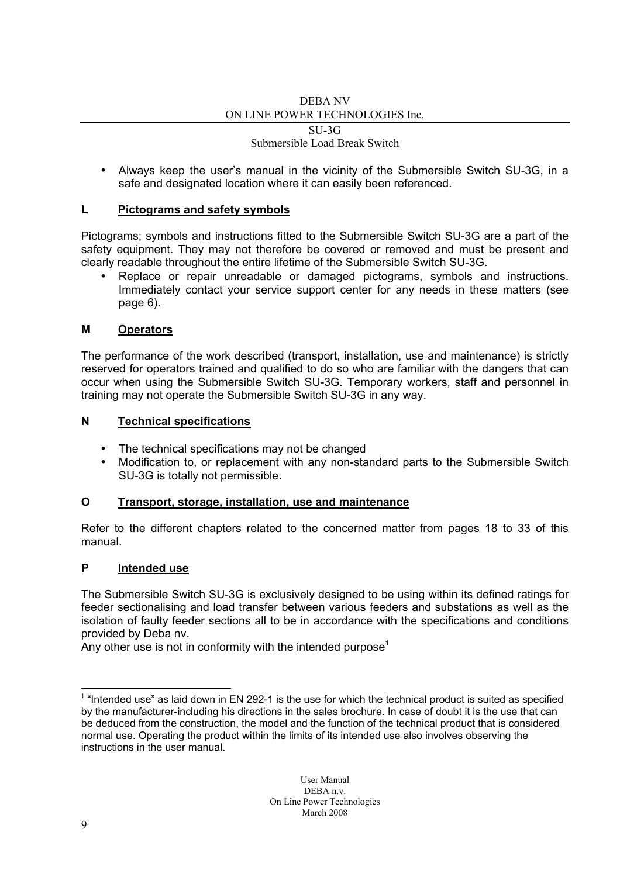- Always keep the user's manual in the vicinity of the Submersible Switch SU-3G, in a safe and designated location where it can easily been referenced.

## L Pictograms and safety symbols

Pictograms; symbols and instructions fitted to the Submersible Switch SU-3G are a part of the safety equipment. They may not therefore be covered or removed and must be present and clearly readable throughout the entire lifetime of the Submersible Switch SU-3G.

- Replace or repair unreadable or damaged pictograms, symbols and instructions. Immediately contact your service support center for any needs in these matters (see page 6).

## M Operators

The performance of the work described (transport, installation, use and maintenance) is strictly reserved for operators trained and qualified to do so who are familiar with the dangers that can occur when using the Submersible Switch SU-3G. Temporary workers, staff and personnel in training may not operate the Submersible Switch SU-3G in any way.

## N Technical specifications

- The technical specifications may not be changed
- Modification to, or replacement with any non-standard parts to the Submersible Switch SU-3G is totally not permissible.

## O Transport, storage, installation, use and maintenance

Refer to the different chapters related to the concerned matter from pages 18 to 33 of this manual.

## P Intended use

The Submersible Switch SU-3G is exclusively designed to be using within its defined ratings for feeder sectionalising and load transfer between various feeders and substations as well as the isolation of faulty feeder sections all to be in accordance with the specifications and conditions provided by Deba nv.
Any other use is not in conformity with the intended purpose[1]

---

[1] "Intended use" as laid down in EN 292-1 is the use for which the technical product is suited as specified by the manufacturer-including his directions in the sales brochure. In case of doubt it is the use that can be deduced from the construction, the model and the function of the technical product that is considered normal use. Operating the product within the limits of its intended use also involves observing the instructions in the user manual.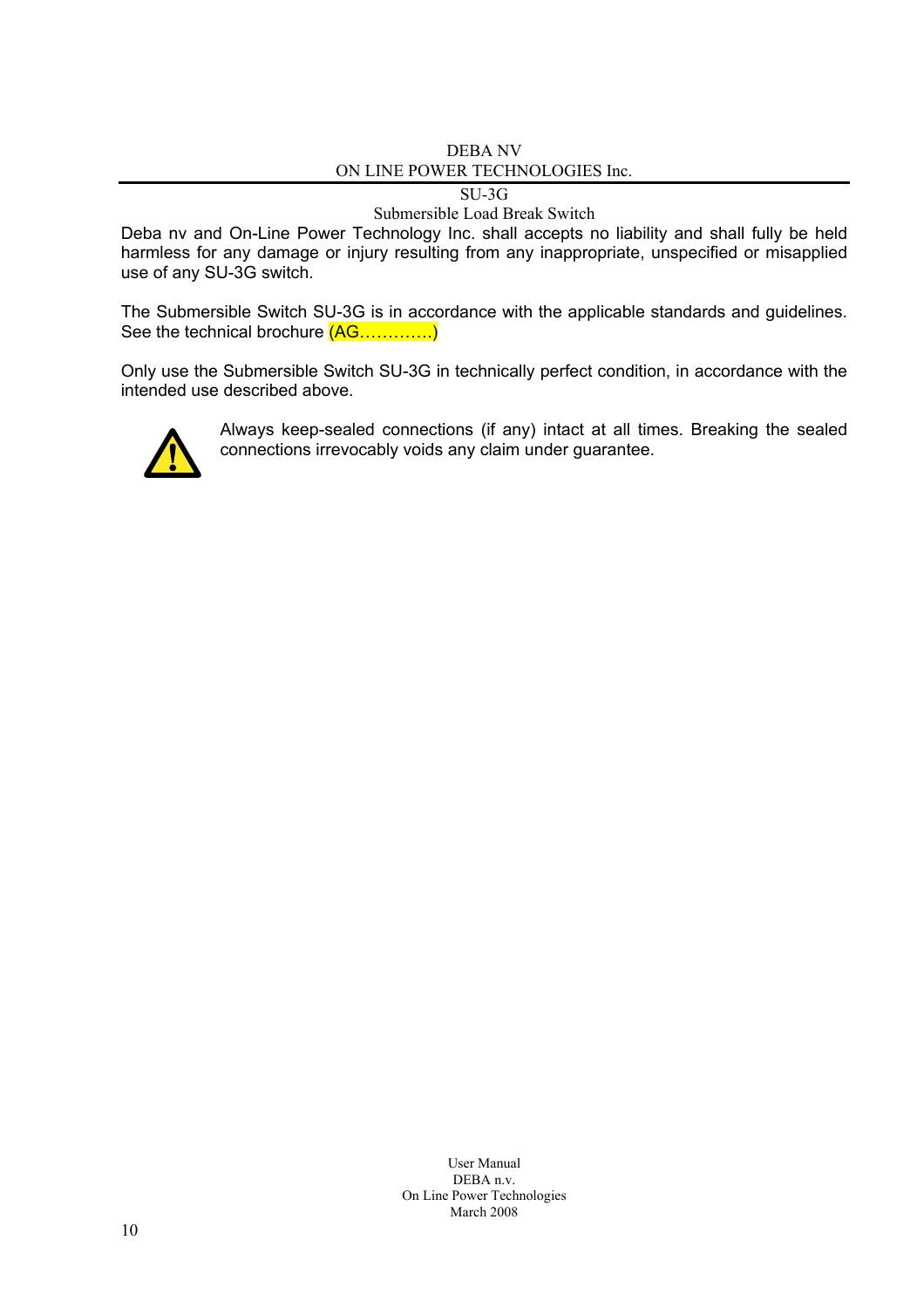Deba nv and On-Line Power Technology Inc. shall accepts no liability and shall fully be held harmless for any damage or injury resulting from any inappropriate, unspecified or misapplied use of any SU-3G switch.

The Submersible Switch SU-3G is in accordance with the applicable standards and guidelines. See the technical brochure (AG…………..)

Only use the Submersible Switch SU-3G in technically perfect condition, in accordance with the intended use described above.

Always keep-sealed connections (if any) intact at all times. Breaking the sealed connections irrevocably voids any claim under guarantee.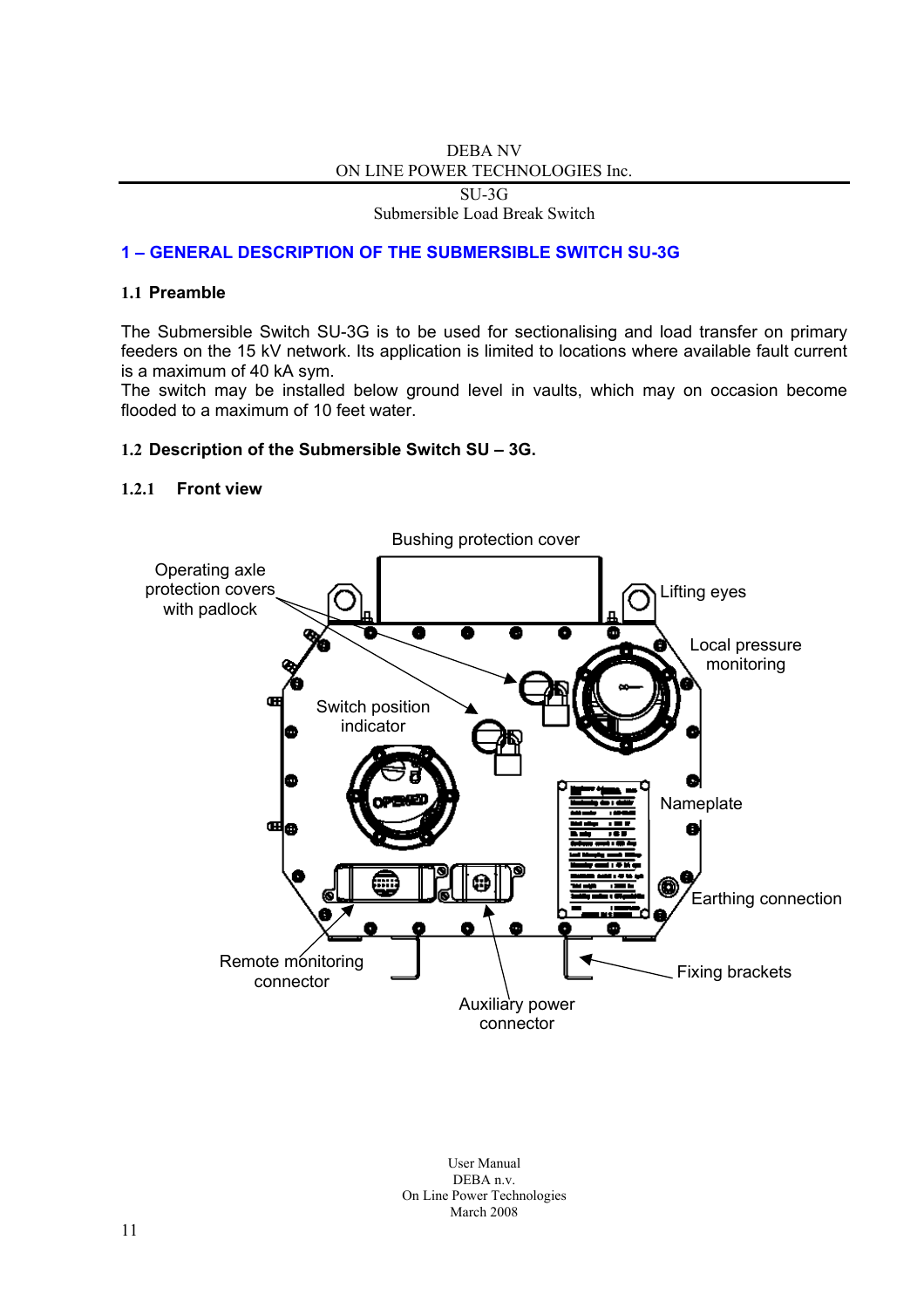## 1 – GENERAL DESCRIPTION OF THE SUBMERSIBLE SWITCH SU-3G

### 1.1 Preamble

The Submersible Switch SU-3G is to be used for sectionalising and load transfer on primary feeders on the 15 kV network. Its application is limited to locations where available fault current is a maximum of 40 kA sym.
The switch may be installed below ground level in vaults, which may on occasion become flooded to a maximum of 10 feet water.

### 1.2 Description of the Submersible Switch SU – 3G.

#### 1.2.1 Front view

Bushing protection cover

Operating axle protection covers with padlock

Lifting eyes

Local pressure monitoring

Switch position indicator

Nameplate

Earthing connection

Remote monitoring connector

Fixing brackets

Auxiliary power connector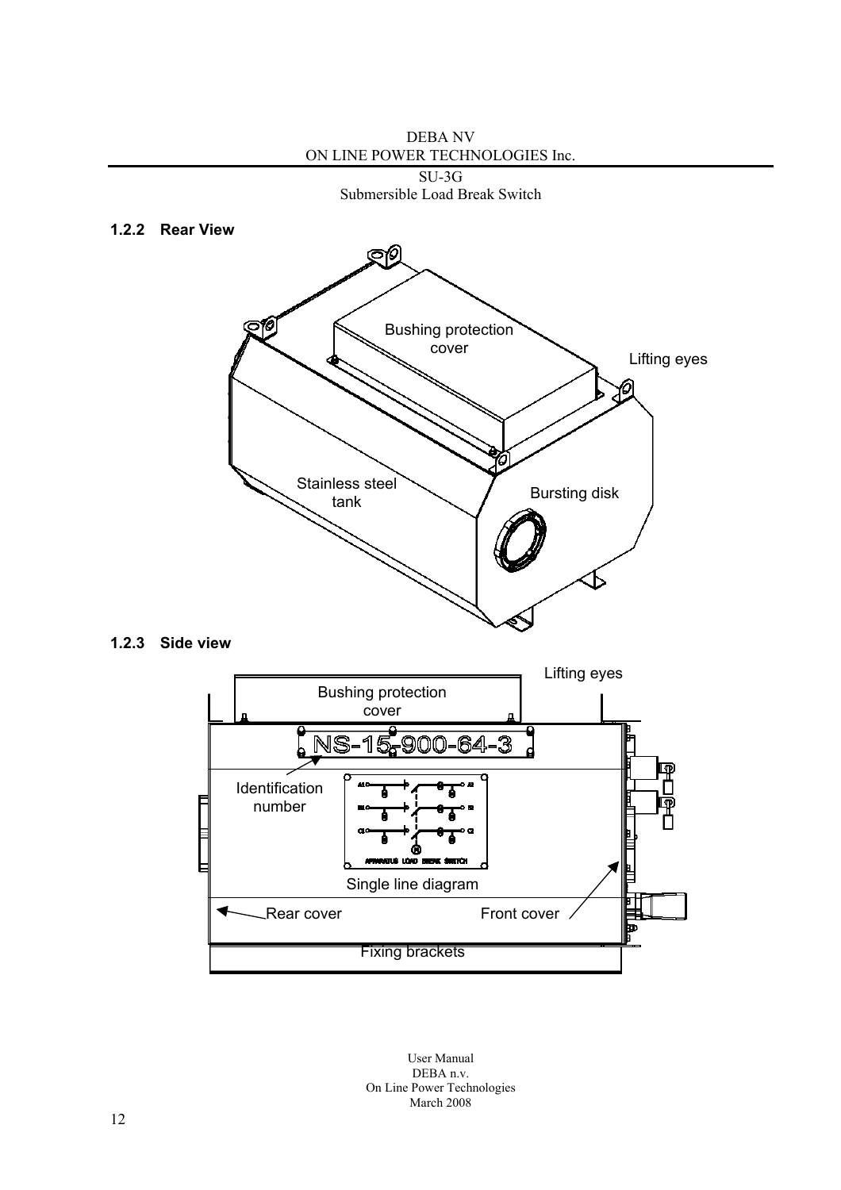### 1.2.2 Rear View

Bushing protection cover

Lifting eyes

Stainless steel tank

Bursting disk

### 1.2.3 Side view

Lifting eyes

Bushing protection cover

NS-15-900-64-3

Identification number

APPARATUS LOAD BREAK SWITCH

Single line diagram

Rear cover

Front cover

Fixing brackets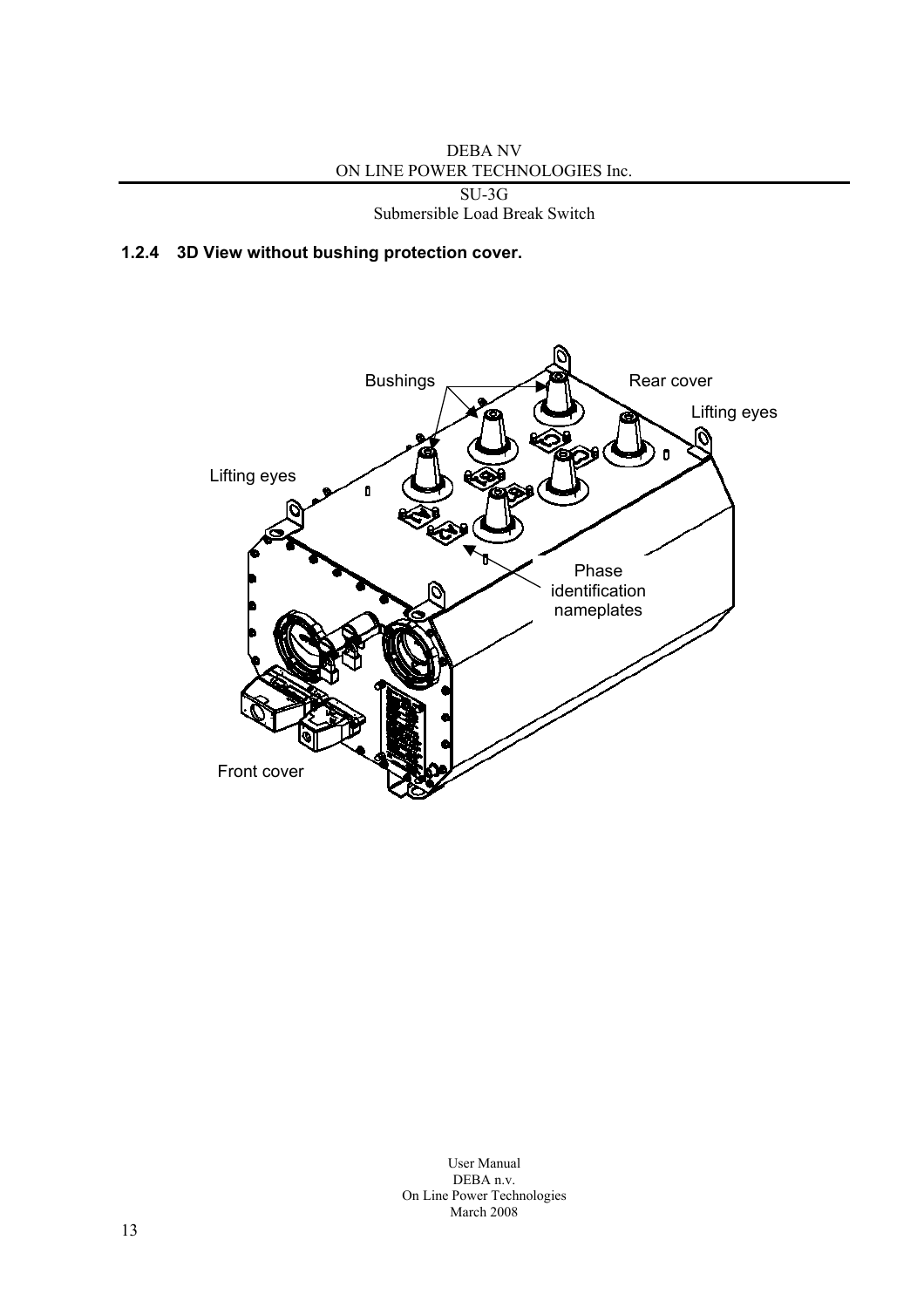### 1.2.4 3D View without bushing protection cover.

Bushings

Rear cover

Lifting eyes

Lifting eyes

Phase identification nameplates

Front cover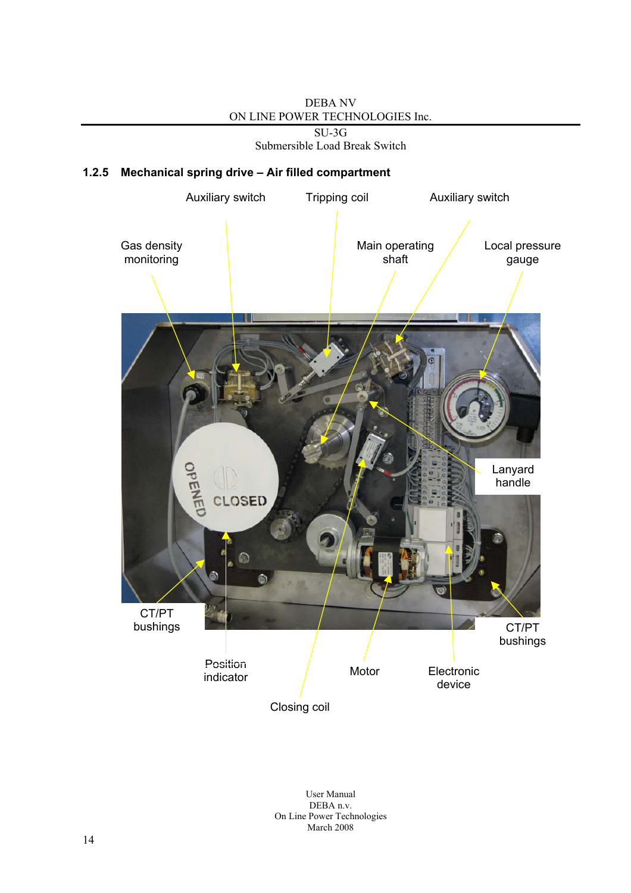## 1.2.5 Mechanical spring drive – Air filled compartment

Auxiliary switch

Tripping coil

Auxiliary switch

Gas density monitoring

Main operating shaft

Local pressure gauge

Lanyard handle

CT/PT bushings

CT/PT bushings

Position indicator

Motor

Electronic device

Closing coil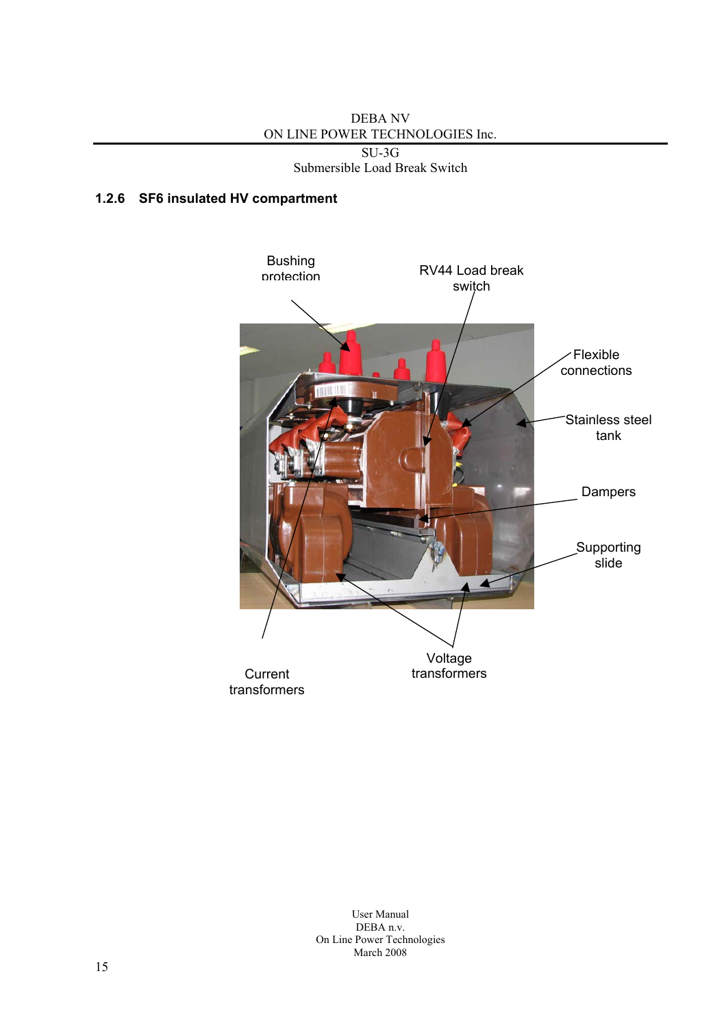### 1.2.6 SF6 insulated HV compartment

Bushing protection

RV44 Load break switch

Flexible connections

Stainless steel tank

Dampers

Supporting slide

Current transformers

Voltage transformers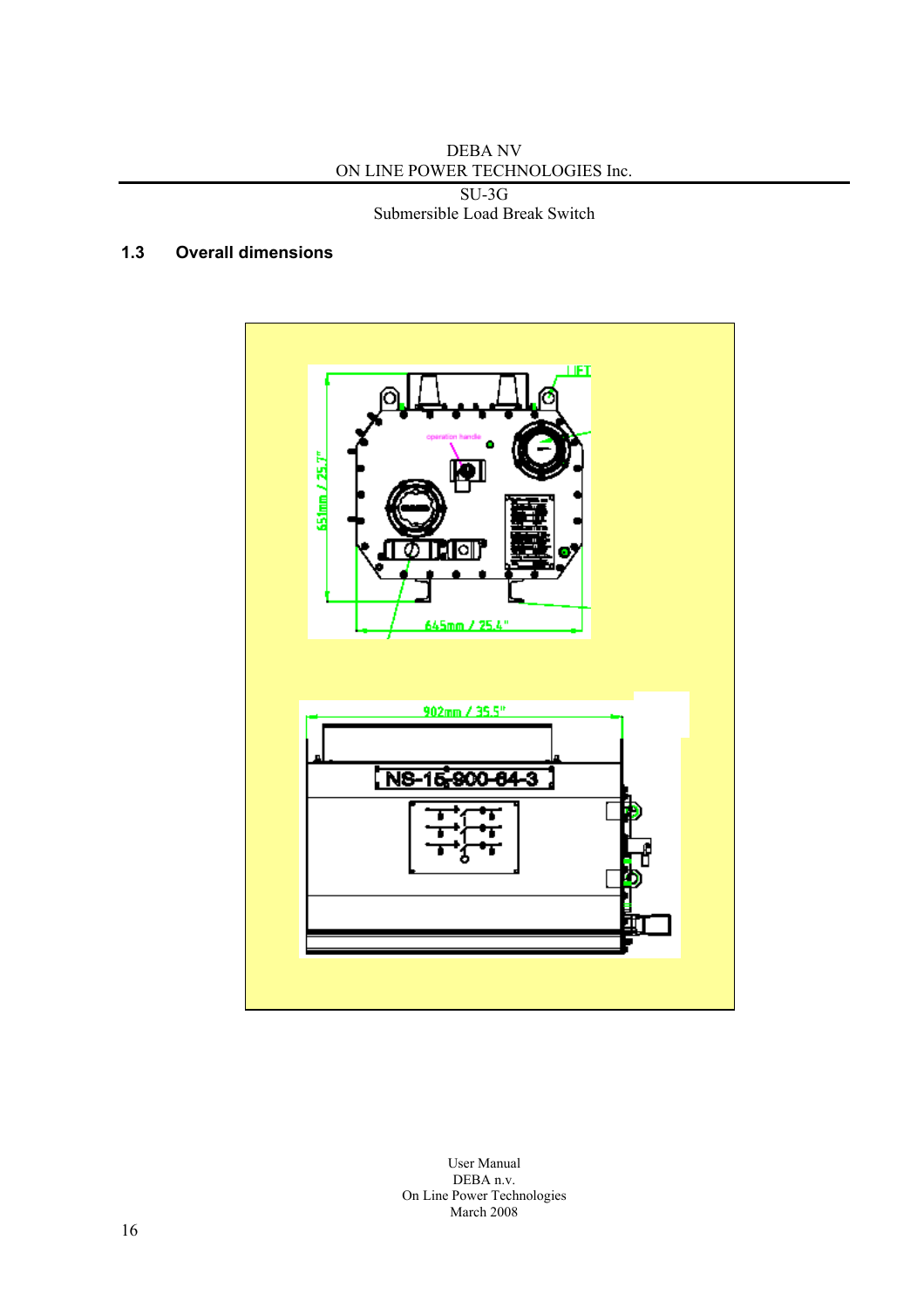## 1.3 Overall dimensions

operation handle

651mm / 25.7"

645mm / 25.4"

902mm / 35.5"

NS-15-900-64-3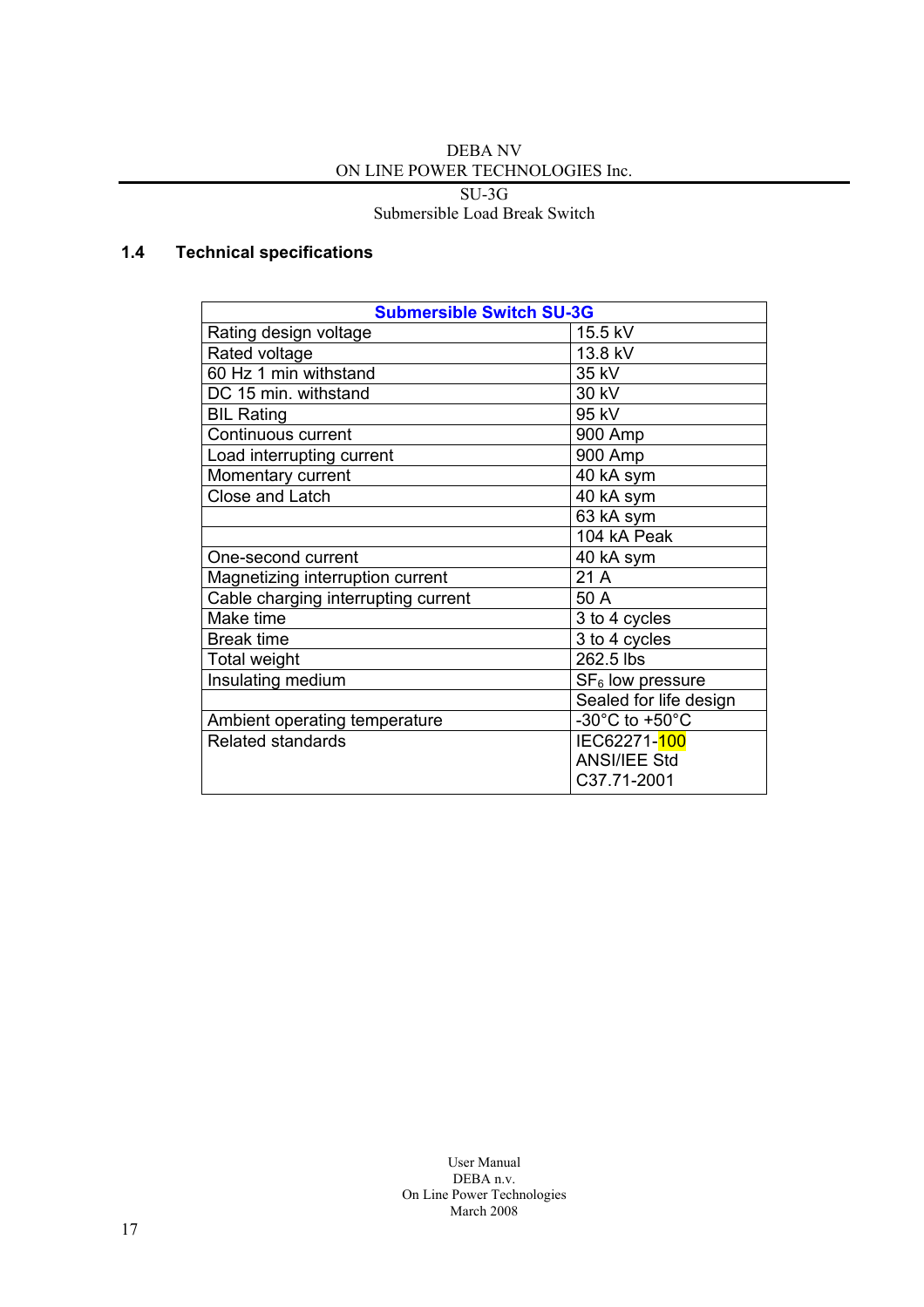## 1.4 Technical specifications

| Submersible Switch SU-3G | |
|---|---|
| Rating design voltage | 15.5 kV |
| Rated voltage | 13.8 kV |
| 60 Hz 1 min withstand | 35 kV |
| DC 15 min. withstand | 30 kV |
| BIL Rating | 95 kV |
| Continuous current | 900 Amp |
| Load interrupting current | 900 Amp |
| Momentary current | 40 kA sym |
| Close and Latch | 40 kA sym |
| | 63 kA sym |
| | 104 kA Peak |
| One-second current | 40 kA sym |
| Magnetizing interruption current | 21 A |
| Cable charging interrupting current | 50 A |
| Make time | 3 to 4 cycles |
| Break time | 3 to 4 cycles |
| Total weight | 262.5 lbs |
| Insulating medium | $SF_6$ low pressure |
| | Sealed for life design |
| Ambient operating temperature | -30°C to +50°C |
| Related standards | IEC62271-100 ANSI/IEE Std C37.71-2001 |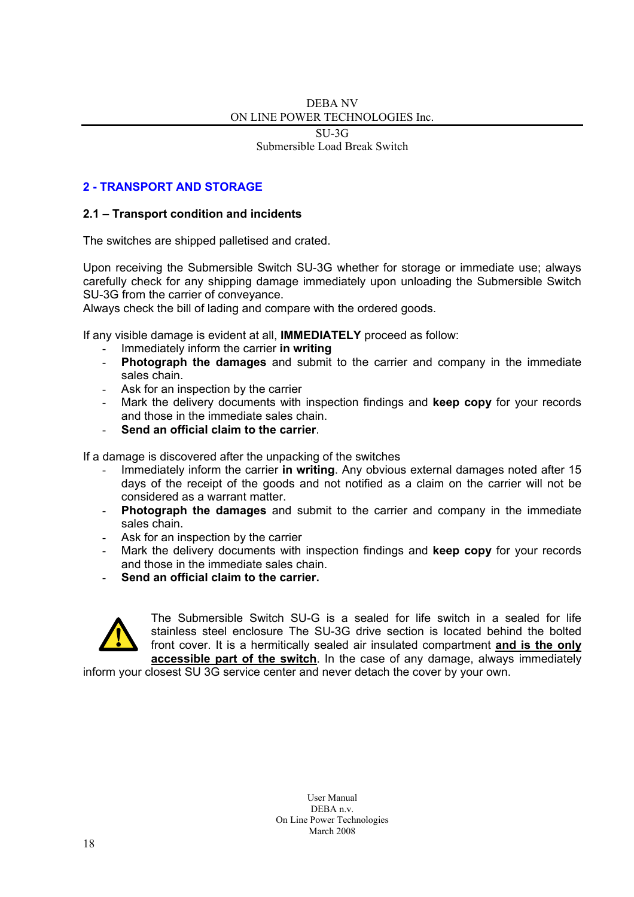## 2 - TRANSPORT AND STORAGE

### 2.1 – Transport condition and incidents

The switches are shipped palletised and crated.

Upon receiving the Submersible Switch SU-3G whether for storage or immediate use; always carefully check for any shipping damage immediately upon unloading the Submersible Switch SU-3G from the carrier of conveyance.
Always check the bill of lading and compare with the ordered goods.

If any visible damage is evident at all, **IMMEDIATELY** proceed as follow:

- Immediately inform the carrier **in writing**
- **Photograph the damages** and submit to the carrier and company in the immediate sales chain.
- Ask for an inspection by the carrier
- Mark the delivery documents with inspection findings and **keep copy** for your records and those in the immediate sales chain.
- **Send an official claim to the carrier**.

If a damage is discovered after the unpacking of the switches

- Immediately inform the carrier **in writing**. Any obvious external damages noted after 15 days of the receipt of the goods and not notified as a claim on the carrier will not be considered as a warrant matter.
- **Photograph the damages** and submit to the carrier and company in the immediate sales chain.
- Ask for an inspection by the carrier
- Mark the delivery documents with inspection findings and **keep copy** for your records and those in the immediate sales chain.
- **Send an official claim to the carrier.**

⚠ The Submersible Switch SU-G is a sealed for life switch in a sealed for life stainless steel enclosure The SU-3G drive section is located behind the bolted front cover. It is a hermitically sealed air insulated compartment **and is the only accessible part of the switch**. In the case of any damage, always immediately inform your closest SU 3G service center and never detach the cover by your own.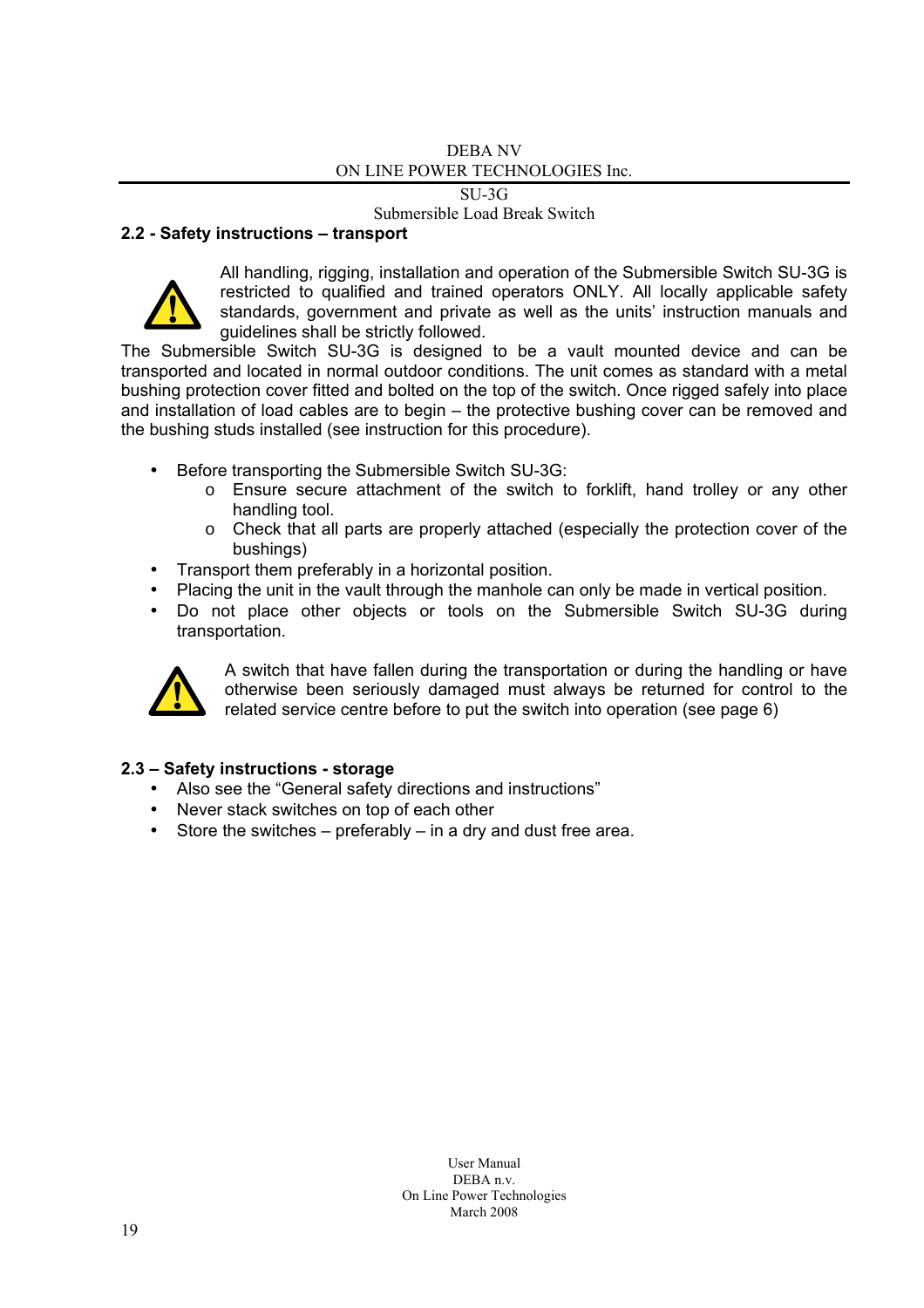## 2.2 - Safety instructions – transport

All handling, rigging, installation and operation of the Submersible Switch SU-3G is restricted to qualified and trained operators ONLY. All locally applicable safety standards, government and private as well as the units' instruction manuals and guidelines shall be strictly followed.

The Submersible Switch SU-3G is designed to be a vault mounted device and can be transported and located in normal outdoor conditions. The unit comes as standard with a metal bushing protection cover fitted and bolted on the top of the switch. Once rigged safely into place and installation of load cables are to begin – the protective bushing cover can be removed and the bushing studs installed (see instruction for this procedure).

- Before transporting the Submersible Switch SU-3G:
  - Ensure secure attachment of the switch to forklift, hand trolley or any other handling tool.
  - Check that all parts are properly attached (especially the protection cover of the bushings)
- Transport them preferably in a horizontal position.
- Placing the unit in the vault through the manhole can only be made in vertical position.
- Do not place other objects or tools on the Submersible Switch SU-3G during transportation.

A switch that have fallen during the transportation or during the handling or have otherwise been seriously damaged must always be returned for control to the related service centre before to put the switch into operation (see page 6)

## 2.3 – Safety instructions - storage

- Also see the "General safety directions and instructions"
- Never stack switches on top of each other
- Store the switches – preferably – in a dry and dust free area.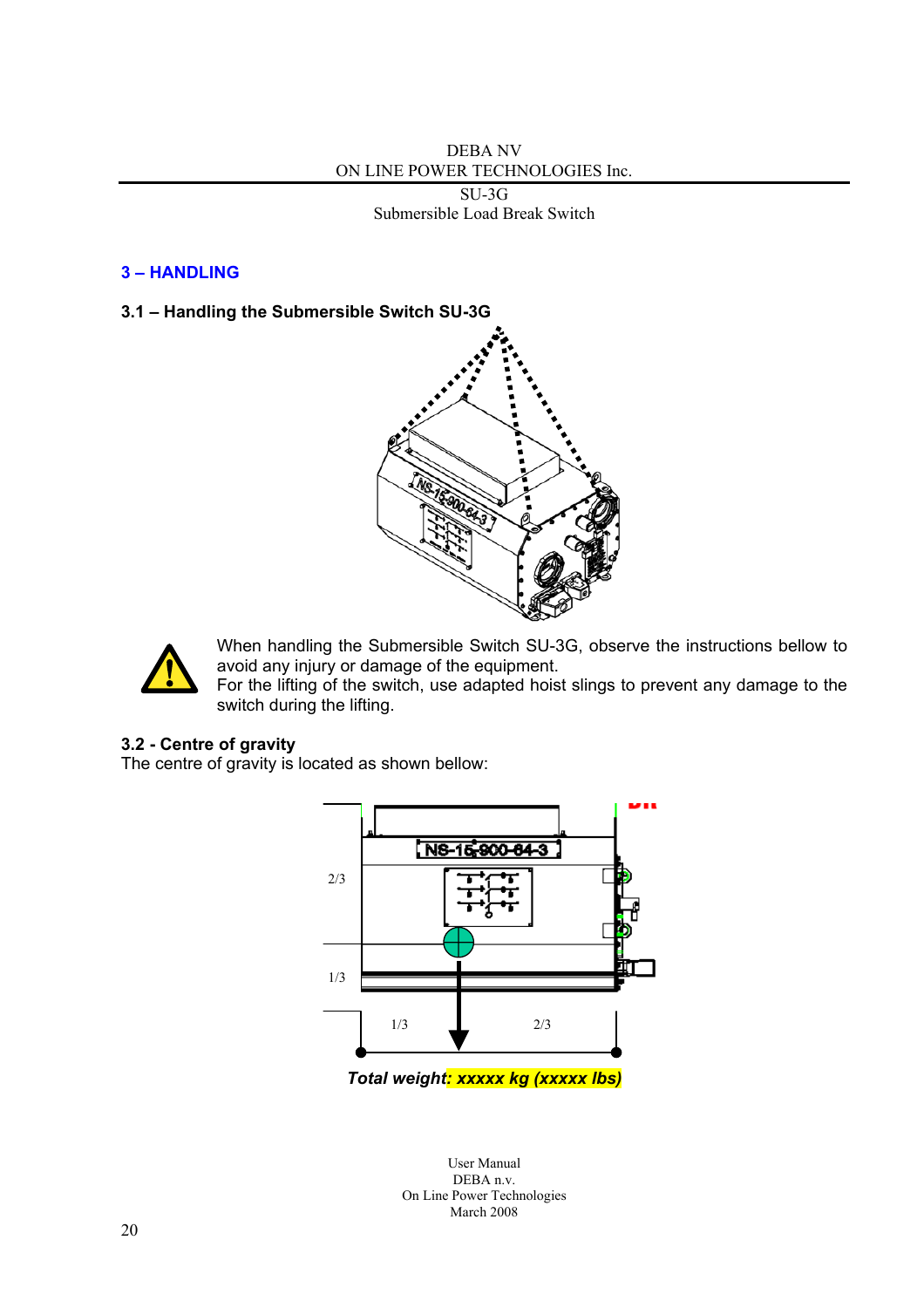## 3 – HANDLING

### 3.1 – Handling the Submersible Switch SU-3G

When handling the Submersible Switch SU-3G, observe the instructions bellow to avoid any injury or damage of the equipment.
For the lifting of the switch, use adapted hoist slings to prevent any damage to the switch during the lifting.

### 3.2 - Centre of gravity

The centre of gravity is located as shown bellow:

NS-15-900-64-3

2/3

1/3

1/3

2/3

***Total weight: xxxxx kg (xxxxx lbs)***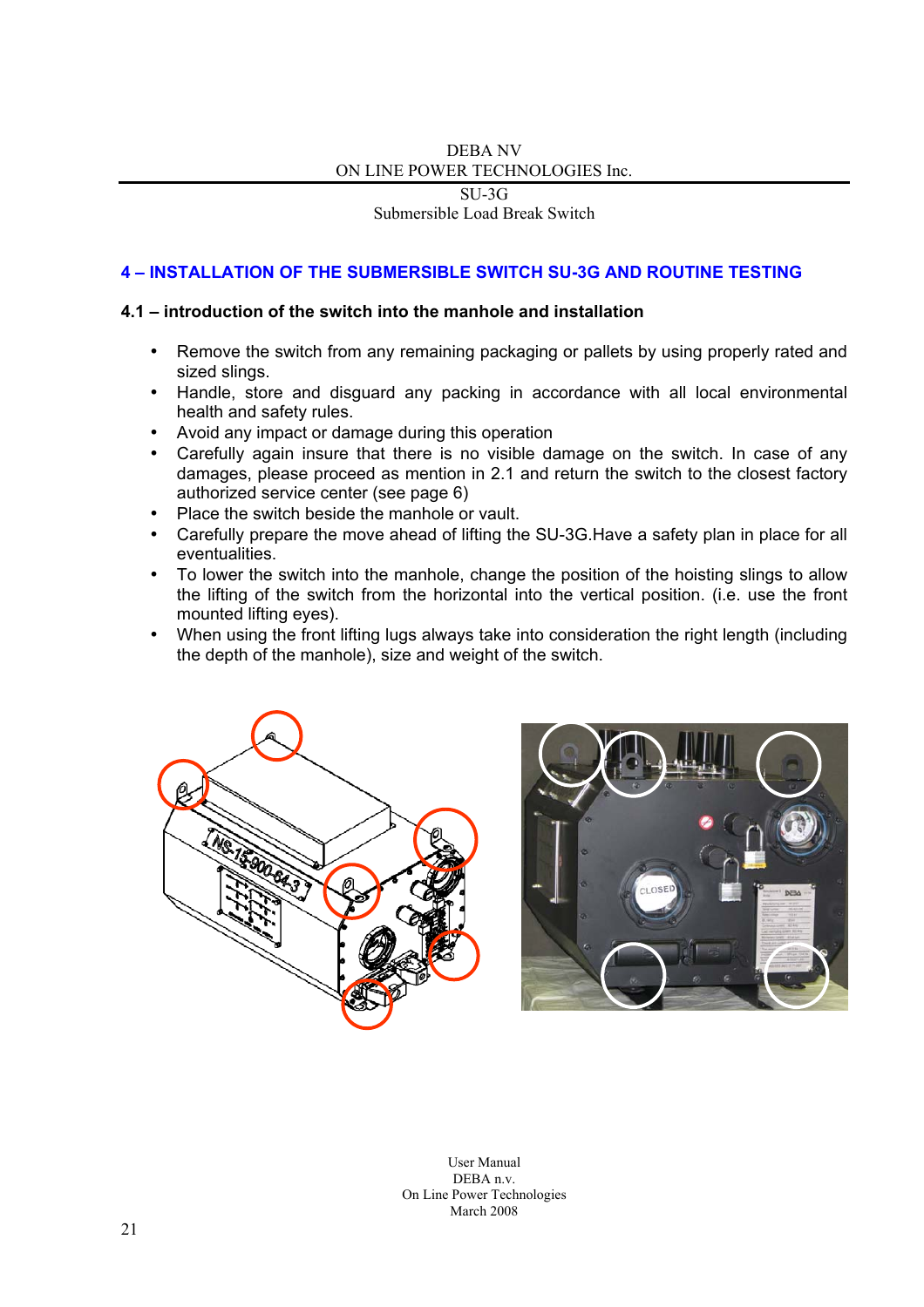## 4 – INSTALLATION OF THE SUBMERSIBLE SWITCH SU-3G AND ROUTINE TESTING

### 4.1 – introduction of the switch into the manhole and installation

- Remove the switch from any remaining packaging or pallets by using properly rated and sized slings.
- Handle, store and disguard any packing in accordance with all local environmental health and safety rules.
- Avoid any impact or damage during this operation
- Carefully again insure that there is no visible damage on the switch. In case of any damages, please proceed as mention in 2.1 and return the switch to the closest factory authorized service center (see page 6)
- Place the switch beside the manhole or vault.
- Carefully prepare the move ahead of lifting the SU-3G.Have a safety plan in place for all eventualities.
- To lower the switch into the manhole, change the position of the hoisting slings to allow the lifting of the switch from the horizontal into the vertical position. (i.e. use the front mounted lifting eyes).
- When using the front lifting lugs always take into consideration the right length (including the depth of the manhole), size and weight of the switch.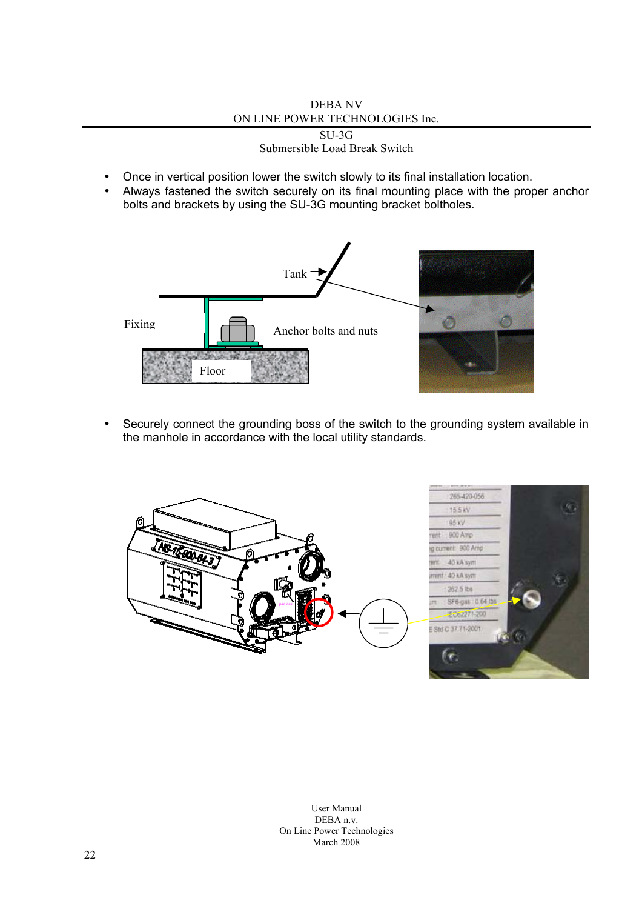- Once in vertical position lower the switch slowly to its final installation location.
- Always fastened the switch securely on its final mounting place with the proper anchor bolts and brackets by using the SU-3G mounting bracket boltholes.

Tank

Fixing

Anchor bolts and nuts

Floor

- Securely connect the grounding boss of the switch to the grounding system available in the manhole in accordance with the local utility standards.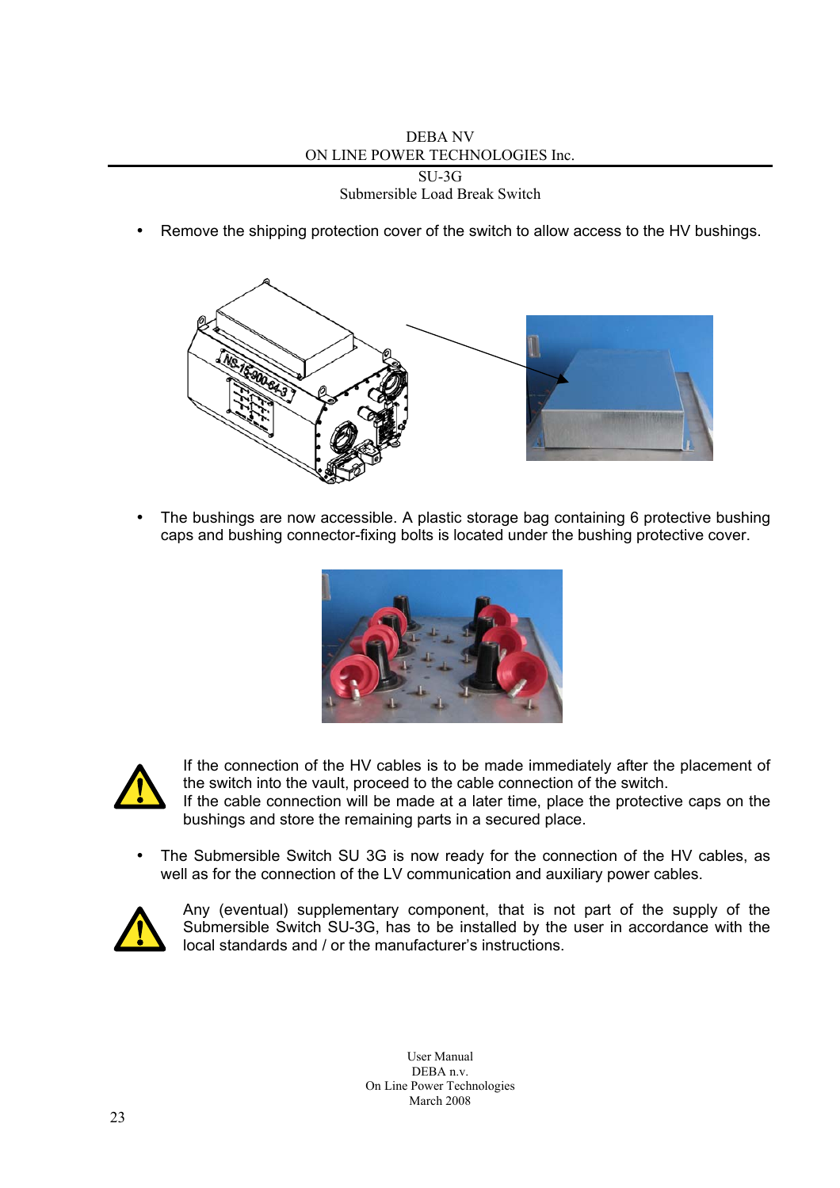- Remove the shipping protection cover of the switch to allow access to the HV bushings.

- The bushings are now accessible. A plastic storage bag containing 6 protective bushing caps and bushing connector-fixing bolts is located under the bushing protective cover.

If the connection of the HV cables is to be made immediately after the placement of the switch into the vault, proceed to the cable connection of the switch.
If the cable connection will be made at a later time, place the protective caps on the bushings and store the remaining parts in a secured place.

- The Submersible Switch SU 3G is now ready for the connection of the HV cables, as well as for the connection of the LV communication and auxiliary power cables.

Any (eventual) supplementary component, that is not part of the supply of the Submersible Switch SU-3G, has to be installed by the user in accordance with the local standards and / or the manufacturer's instructions.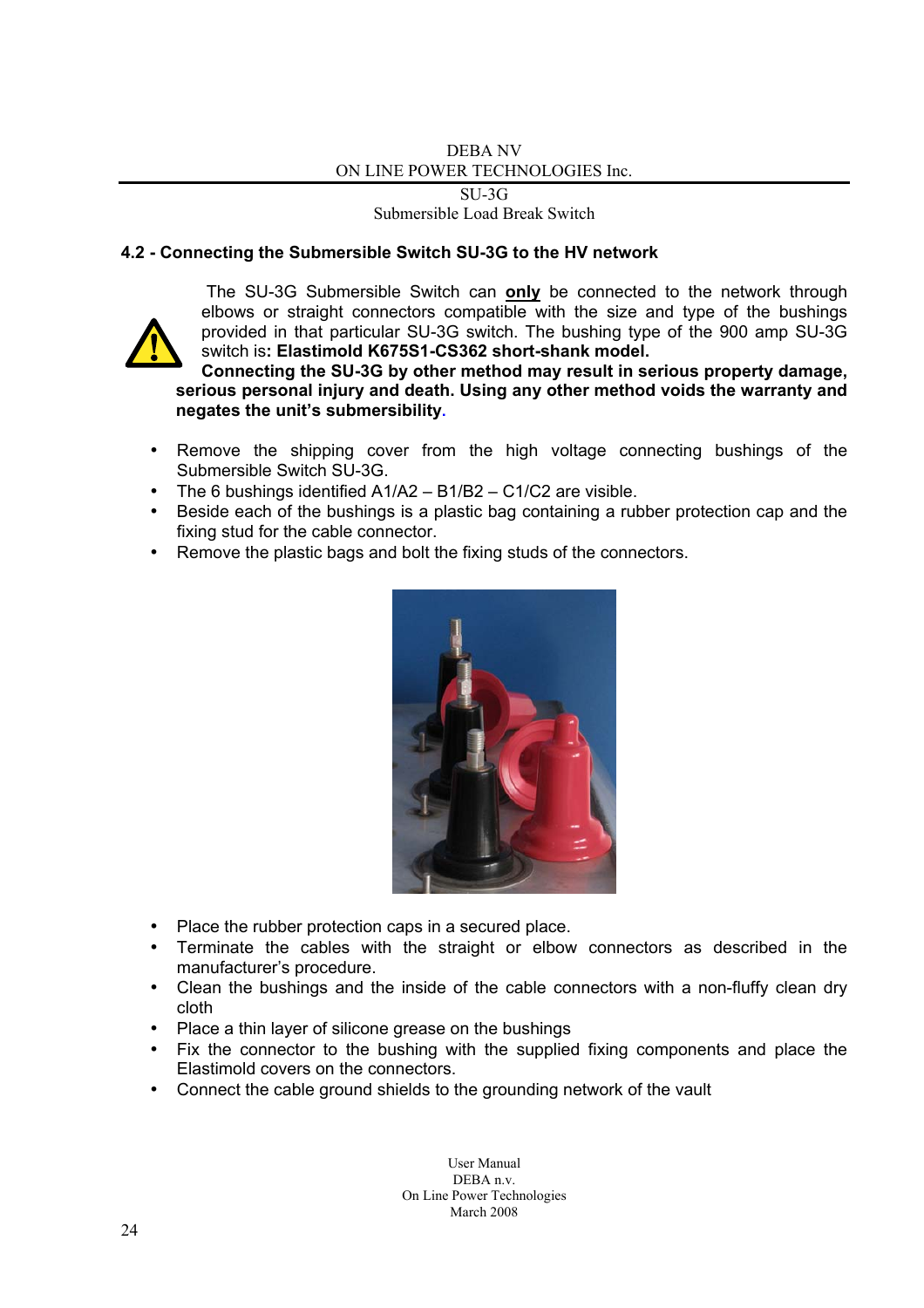## 4.2 - Connecting the Submersible Switch SU-3G to the HV network

The SU-3G Submersible Switch can **only** be connected to the network through elbows or straight connectors compatible with the size and type of the bushings provided in that particular SU-3G switch. The bushing type of the 900 amp SU-3G switch is**: Elastimold K675S1-CS362 short-shank model.**

**Connecting the SU-3G by other method may result in serious property damage, serious personal injury and death. Using any other method voids the warranty and negates the unit's submersibility.**

- Remove the shipping cover from the high voltage connecting bushings of the Submersible Switch SU-3G.
- The 6 bushings identified A1/A2 – B1/B2 – C1/C2 are visible.
- Beside each of the bushings is a plastic bag containing a rubber protection cap and the fixing stud for the cable connector.
- Remove the plastic bags and bolt the fixing studs of the connectors.

- Place the rubber protection caps in a secured place.
- Terminate the cables with the straight or elbow connectors as described in the manufacturer's procedure.
- Clean the bushings and the inside of the cable connectors with a non-fluffy clean dry cloth
- Place a thin layer of silicone grease on the bushings
- Fix the connector to the bushing with the supplied fixing components and place the Elastimold covers on the connectors.
- Connect the cable ground shields to the grounding network of the vault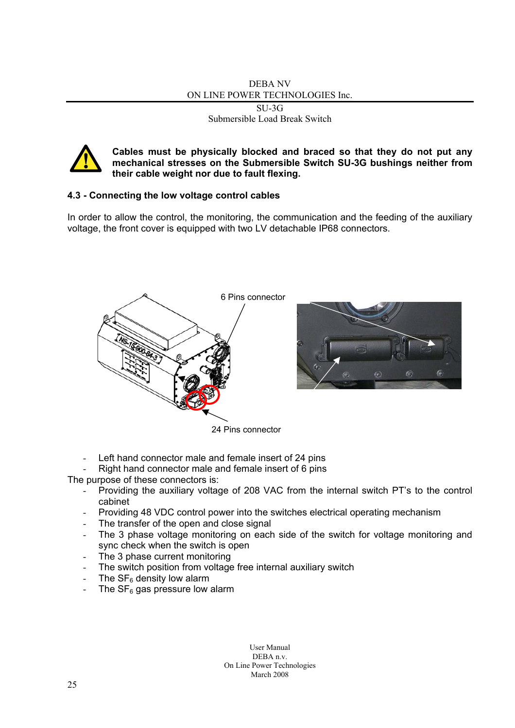**Cables must be physically blocked and braced so that they do not put any mechanical stresses on the Submersible Switch SU-3G bushings neither from their cable weight nor due to fault flexing.**

### 4.3 - Connecting the low voltage control cables

In order to allow the control, the monitoring, the communication and the feeding of the auxiliary voltage, the front cover is equipped with two LV detachable IP68 connectors.

6 Pins connector

24 Pins connector

- Left hand connector male and female insert of 24 pins
- Right hand connector male and female insert of 6 pins

The purpose of these connectors is:

- Providing the auxiliary voltage of 208 VAC from the internal switch PT's to the control cabinet
- Providing 48 VDC control power into the switches electrical operating mechanism
- The transfer of the open and close signal
- The 3 phase voltage monitoring on each side of the switch for voltage monitoring and sync check when the switch is open
- The 3 phase current monitoring
- The switch position from voltage free internal auxiliary switch
- The $SF_6$ density low alarm
- The $SF_6$ gas pressure low alarm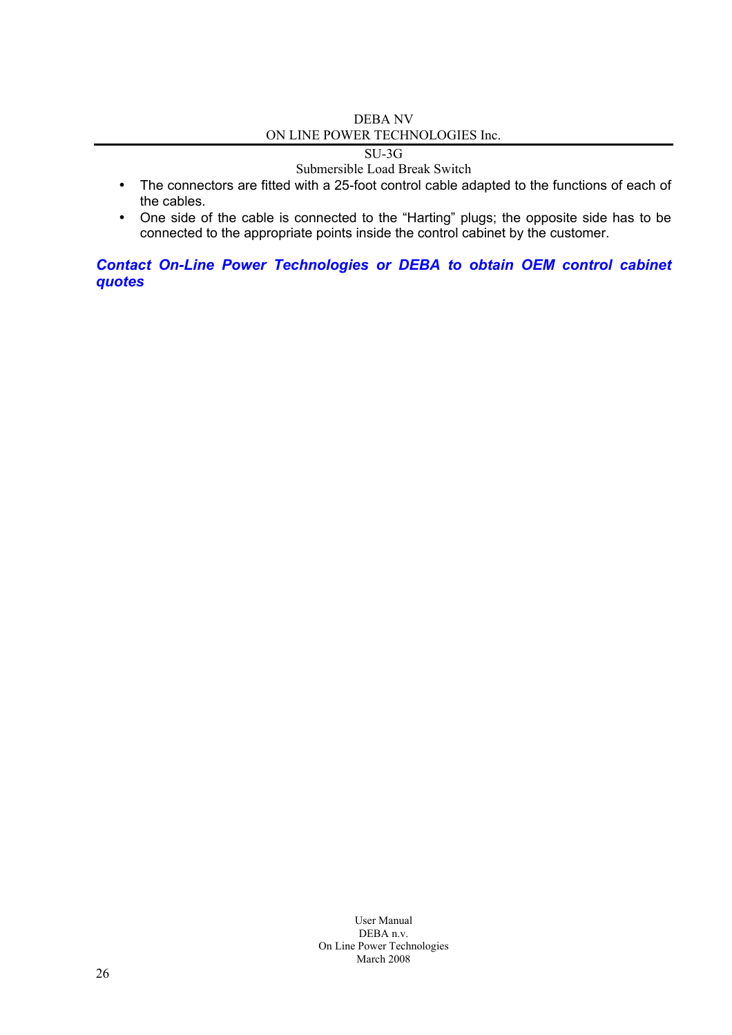- The connectors are fitted with a 25-foot control cable adapted to the functions of each of the cables.
- One side of the cable is connected to the “Harting” plugs; the opposite side has to be connected to the appropriate points inside the control cabinet by the customer.

***Contact On-Line Power Technologies or DEBA to obtain OEM control cabinet quotes***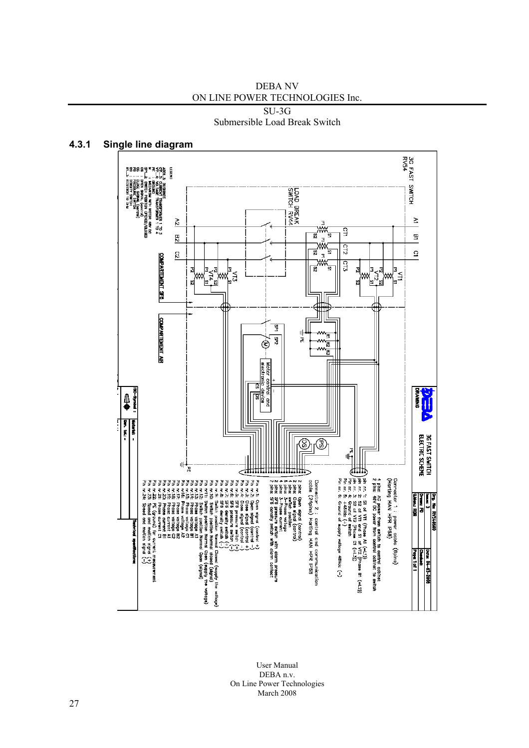## 4.3.1 Single line diagram

3G FAST SWITCH
RV54

LOAD BREAK SWITCH RV44

A1 B1 C1

A2 B2 C2

CT1 CT2 CT3

VT1 VT2 VT3 VT4

P1 P2 S1 S2

COMPARTEMENT SF6

COMPARTEMENT AIR

SP1 SP2

M

R1 R2 R3

PE

Motor control and electronic device

CS ES

DS PS

LEGEND
ABC1..3: BUSHINGS
CT1..3: CURRENT TRANSFORMER 1 TO 3
VT1..4: VOLTAGE TRANSFORMER 1 TO 4
PE: EARTH
M: MECHANISM WITH MOTOR 48V DC
SP1..2: SWITCH POSITION OPENED/CLOSED
CS: CLOSE SIGNAL (control)
OS: OPEN SIGNAL (control)
PS: PRESSURE SWITCH
DS: DENSITY SWITCH
R1..3: RESISTOR 10 OHM

Connector 1 : power cable (8pins)
(Harting HAN HPR IP68)
4 pins: AC power from switch to control cabinet
2 pins: 48V DC power from control cabinet to switch

pin nr. 1: S1 of VT1 (Phase A1 (=L1))
pin nr. 2: S2 of VT1 and S1 of VT2 (Phase B1 (=L2))
pin nr. 3: S2 of VT2 (Phase C1 (=L3))
Pin nr. 4: Ground of switch
Pin nr. 5: +48Vdc (+)
Pin nr. 6: Ground of supply voltage 48Vdc (-)

Connector 2 : control and communication cable (24pins) Harting HAN HPR IP68

2 pins: Open signal (control)
2 pins: Close signal (control)
4 pins: switch position
4 pins: 3-Phase voltage
4 pins: 3-Phase current
2 pins: SF6 pressure switch with alarm pressure
2 pins: SF6 density switch with alarm contact

Pin nr.1: Open signal (control +)
Pin nr.2: Open signal (control -)
Pin nr.3: Close signal (control +)
Pin nr.4: Close signal (control -)
Pin nr.5: SF6 pressure switch (+)
Pin nr.6: SF6 pressure switch (-)
Pin nr.7: SF6 density switch (+)
Pin nr.8: SF6 density switch (-)
Pin nr.9: Switch position Normal Closed (supply the voltage)
Pin nr.10: Switch position Normal closed (signal)
Pin nr.11: Switch position Normal Open (supply the voltage)
Pin nr.12: Switch position Normal Open (signal)
Pin nr.13: Phase voltage A1
Pin nr.14: Phase voltage B1
Pin nr.15: Phase voltage C1
Pin nr.16: Phase voltage A2
Pin nr.17: Phase voltage B2
Pin nr.18: Phase voltage C2
Pin nr.19: Phase current A1
Pin nr.20: Phase current B1
Pin nr.21: Phase current C1
Pin nr.22: PE (ground) for current measurement
Pin nr.23: Speed and motion signal (+)
Pin nr.24: Speed and motion signal (-)

DRAWING: 3G FAST SWITCH ELECTRIC SCHEME

| | | |
|---|---|---|
| Drg. Nr: RV54-060 | | |
| Issue: 3 | Date: 04-03-2008 | |
| Drawn: FD | Checked: | |
| QManu: RDR | Page 1 of 1 | |

ISO-Symbol: | Material: - | Technical specifications:
Gen. tol.: -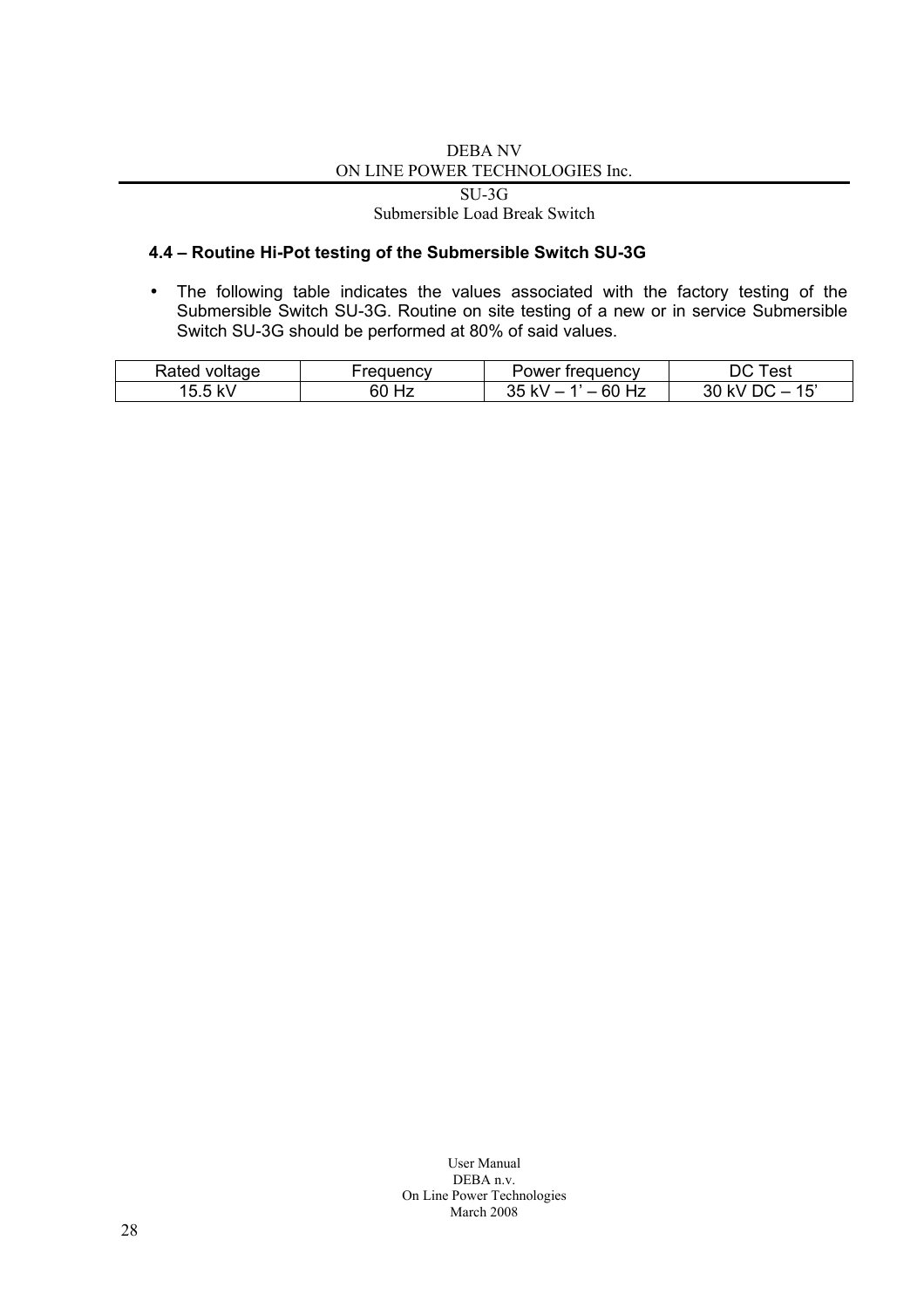### 4.4 – Routine Hi-Pot testing of the Submersible Switch SU-3G

- The following table indicates the values associated with the factory testing of the Submersible Switch SU-3G. Routine on site testing of a new or in service Submersible Switch SU-3G should be performed at 80% of said values.

| Rated voltage | Frequency | Power frequency | DC Test |
|---|---|---|---|
| 15.5 kV | 60 Hz | 35 kV – 1' – 60 Hz | 30 kV DC – 15' |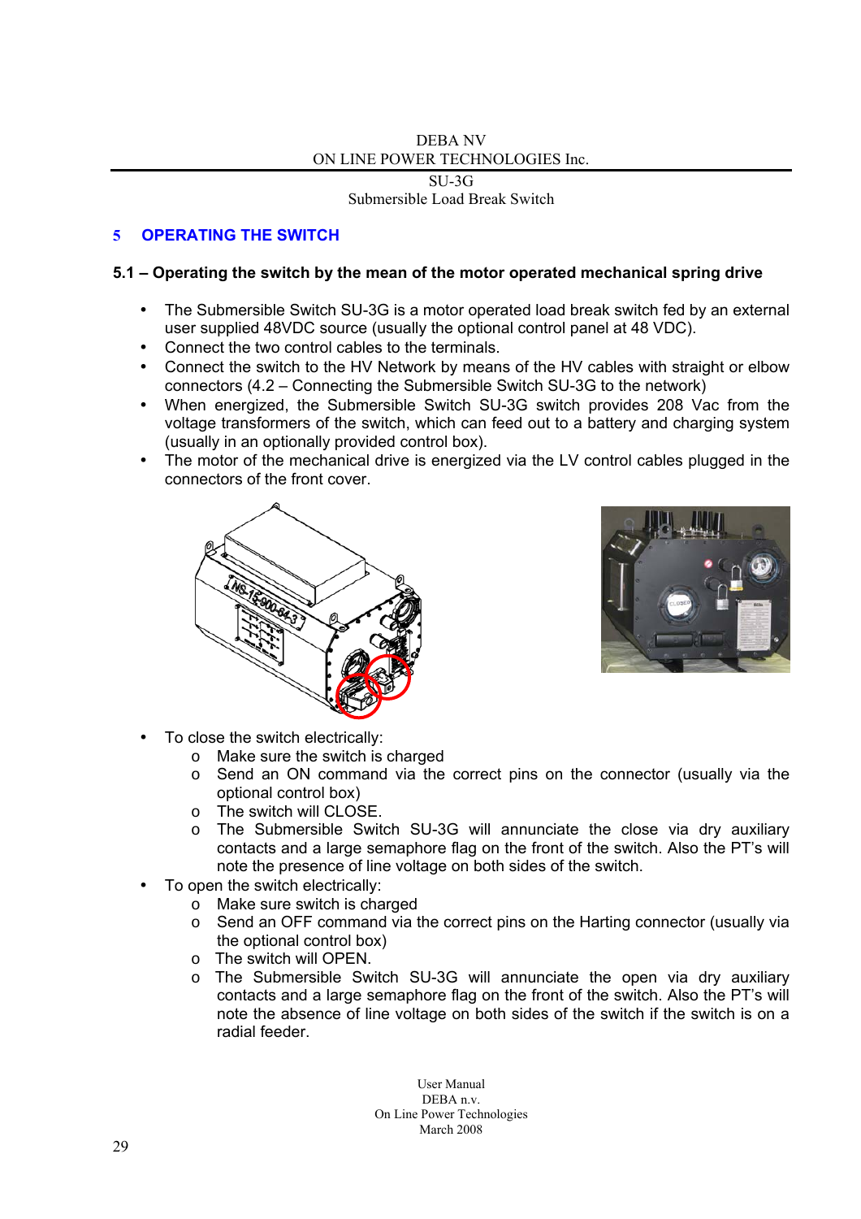# 5 OPERATING THE SWITCH

## 5.1 – Operating the switch by the mean of the motor operated mechanical spring drive

- The Submersible Switch SU-3G is a motor operated load break switch fed by an external user supplied 48VDC source (usually the optional control panel at 48 VDC).
- Connect the two control cables to the terminals.
- Connect the switch to the HV Network by means of the HV cables with straight or elbow connectors (4.2 – Connecting the Submersible Switch SU-3G to the network)
- When energized, the Submersible Switch SU-3G switch provides 208 Vac from the voltage transformers of the switch, which can feed out to a battery and charging system (usually in an optionally provided control box).
- The motor of the mechanical drive is energized via the LV control cables plugged in the connectors of the front cover.

- To close the switch electrically:
  - Make sure the switch is charged
  - Send an ON command via the correct pins on the connector (usually via the optional control box)
  - The switch will CLOSE.
  - The Submersible Switch SU-3G will annunciate the close via dry auxiliary contacts and a large semaphore flag on the front of the switch. Also the PT's will note the presence of line voltage on both sides of the switch.
- To open the switch electrically:
  - Make sure switch is charged
  - Send an OFF command via the correct pins on the Harting connector (usually via the optional control box)
  - The switch will OPEN.
  - The Submersible Switch SU-3G will annunciate the open via dry auxiliary contacts and a large semaphore flag on the front of the switch. Also the PT's will note the absence of line voltage on both sides of the switch if the switch is on a radial feeder.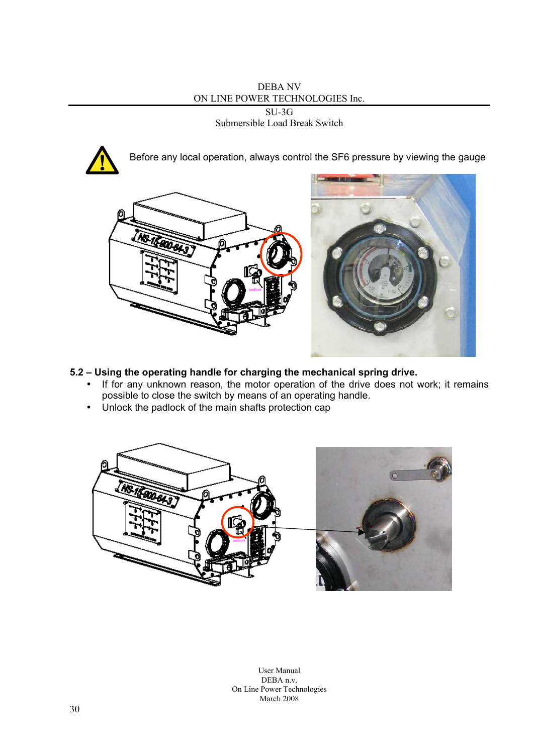Before any local operation, always control the SF6 pressure by viewing the gauge

### 5.2 – Using the operating handle for charging the mechanical spring drive.

- If for any unknown reason, the motor operation of the drive does not work; it remains possible to close the switch by means of an operating handle.
- Unlock the padlock of the main shafts protection cap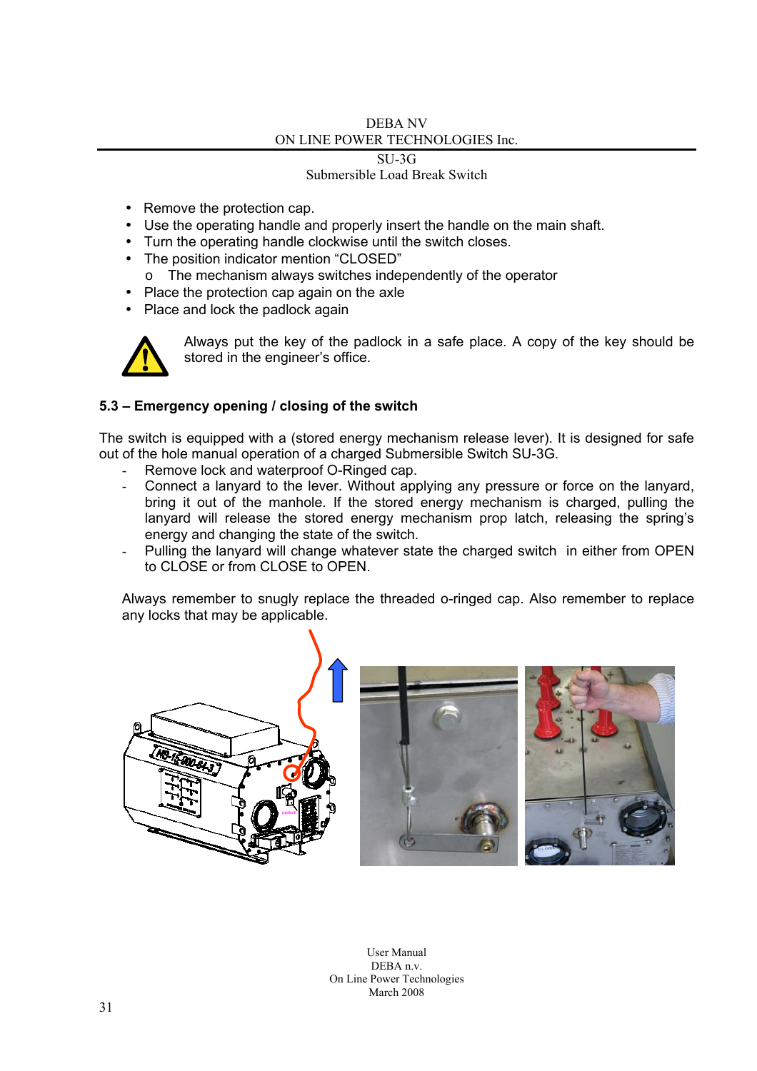- Remove the protection cap.
- Use the operating handle and properly insert the handle on the main shaft.
- Turn the operating handle clockwise until the switch closes.
- The position indicator mention "CLOSED"
  - o The mechanism always switches independently of the operator
- Place the protection cap again on the axle
- Place and lock the padlock again

Always put the key of the padlock in a safe place. A copy of the key should be stored in the engineer's office.

**5.3 – Emergency opening / closing of the switch**

The switch is equipped with a (stored energy mechanism release lever). It is designed for safe out of the hole manual operation of a charged Submersible Switch SU-3G.

- Remove lock and waterproof O-Ringed cap.
- Connect a lanyard to the lever. Without applying any pressure or force on the lanyard, bring it out of the manhole. If the stored energy mechanism is charged, pulling the lanyard will release the stored energy mechanism prop latch, releasing the spring's energy and changing the state of the switch.
- Pulling the lanyard will change whatever state the charged switch in either from OPEN to CLOSE or from CLOSE to OPEN.

Always remember to snugly replace the threaded o-ringed cap. Also remember to replace any locks that may be applicable.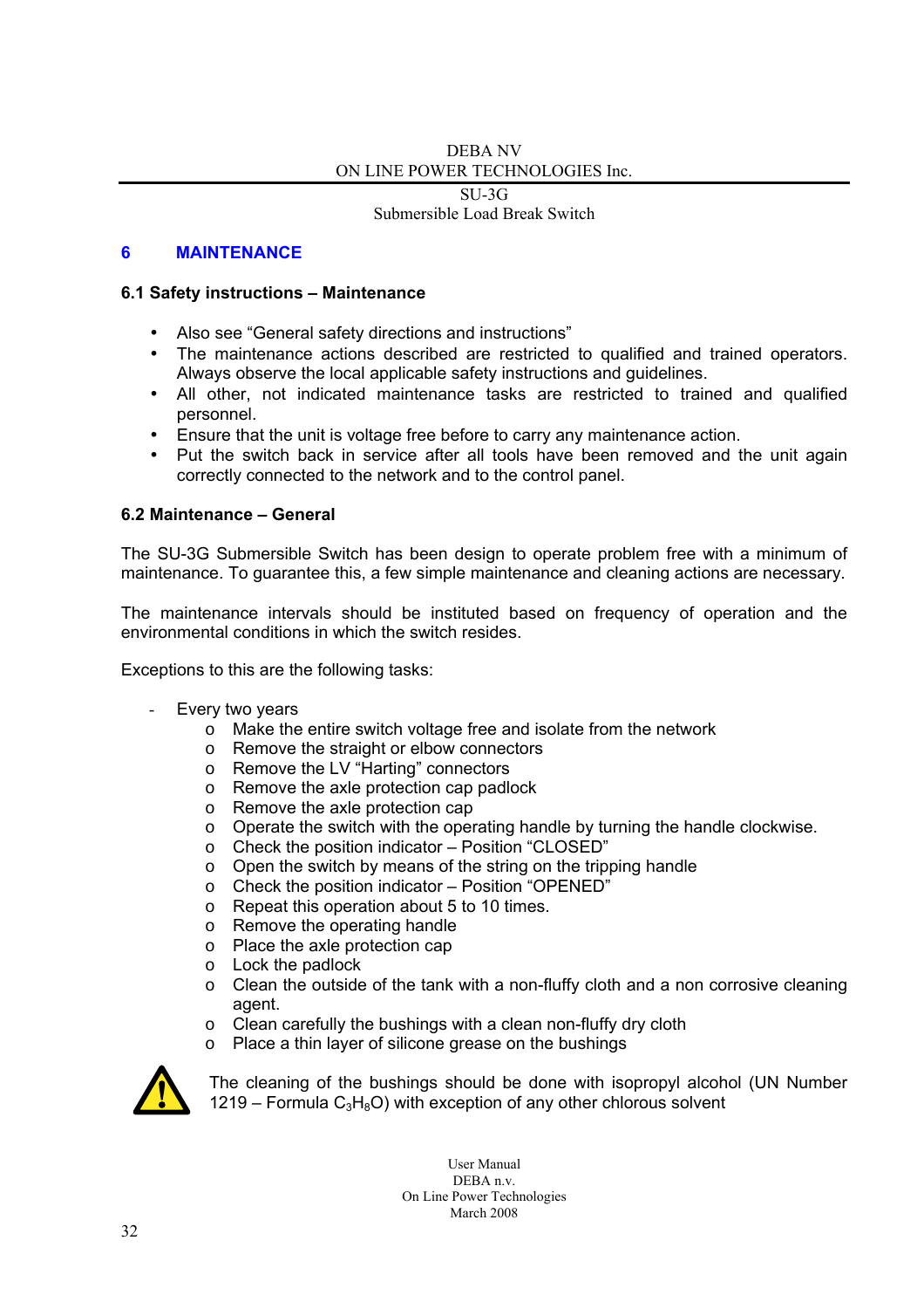# 6 MAINTENANCE

## 6.1 Safety instructions – Maintenance

- Also see "General safety directions and instructions"
- The maintenance actions described are restricted to qualified and trained operators. Always observe the local applicable safety instructions and guidelines.
- All other, not indicated maintenance tasks are restricted to trained and qualified personnel.
- Ensure that the unit is voltage free before to carry any maintenance action.
- Put the switch back in service after all tools have been removed and the unit again correctly connected to the network and to the control panel.

## 6.2 Maintenance – General

The SU-3G Submersible Switch has been design to operate problem free with a minimum of maintenance. To guarantee this, a few simple maintenance and cleaning actions are necessary.

The maintenance intervals should be instituted based on frequency of operation and the environmental conditions in which the switch resides.

Exceptions to this are the following tasks:

- Every two years
  - Make the entire switch voltage free and isolate from the network
  - Remove the straight or elbow connectors
  - Remove the LV "Harting" connectors
  - Remove the axle protection cap padlock
  - Remove the axle protection cap
  - Operate the switch with the operating handle by turning the handle clockwise.
  - Check the position indicator – Position "CLOSED"
  - Open the switch by means of the string on the tripping handle
  - Check the position indicator – Position "OPENED"
  - Repeat this operation about 5 to 10 times.
  - Remove the operating handle
  - Place the axle protection cap
  - Lock the padlock
  - Clean the outside of the tank with a non-fluffy cloth and a non corrosive cleaning agent.
  - Clean carefully the bushings with a clean non-fluffy dry cloth
  - Place a thin layer of silicone grease on the bushings

The cleaning of the bushings should be done with isopropyl alcohol (UN Number 1219 – Formula $C_3H_8O$) with exception of any other chlorous solvent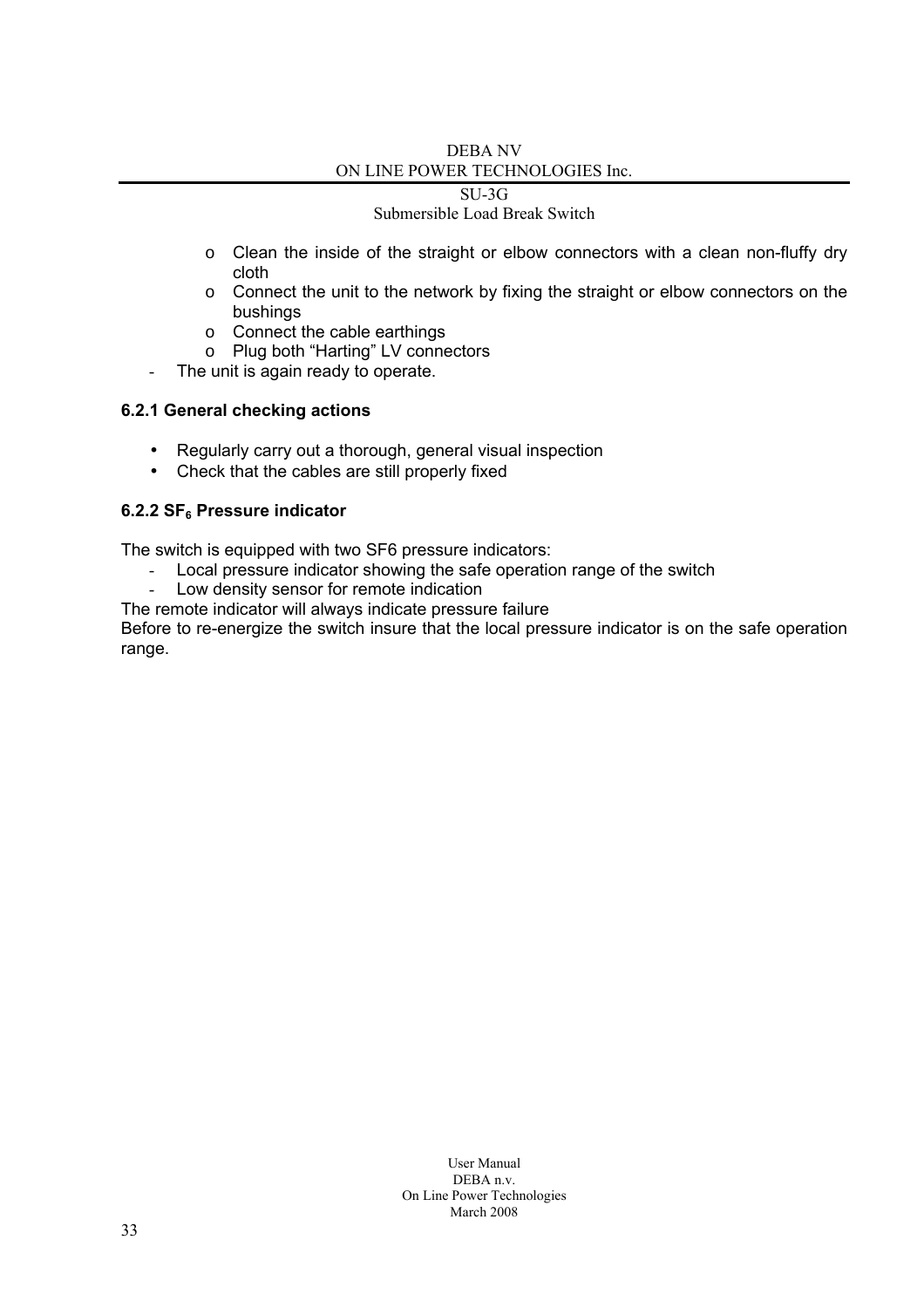- Clean the inside of the straight or elbow connectors with a clean non-fluffy dry cloth
  - Connect the unit to the network by fixing the straight or elbow connectors on the bushings
  - Connect the cable earthings
  - Plug both “Harting” LV connectors
- The unit is again ready to operate.

### 6.2.1 General checking actions

- Regularly carry out a thorough, general visual inspection
- Check that the cables are still properly fixed

### 6.2.2 $SF_6$ Pressure indicator

The switch is equipped with two SF6 pressure indicators:

- Local pressure indicator showing the safe operation range of the switch
- Low density sensor for remote indication

The remote indicator will always indicate pressure failure

Before to re-energize the switch insure that the local pressure indicator is on the safe operation range.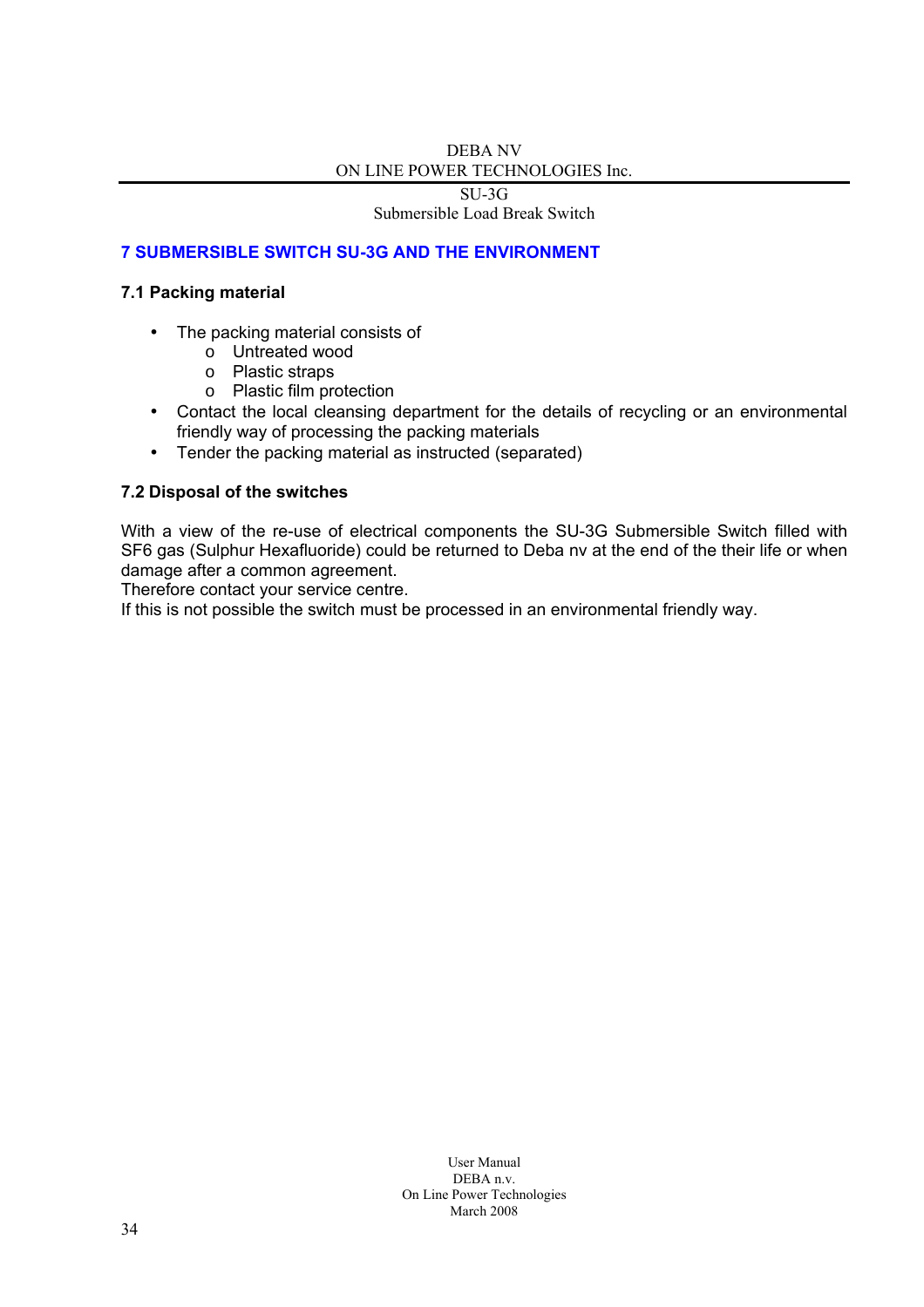## 7 SUBMERSIBLE SWITCH SU-3G AND THE ENVIRONMENT

### 7.1 Packing material

- The packing material consists of
  - Untreated wood
  - Plastic straps
  - Plastic film protection
- Contact the local cleansing department for the details of recycling or an environmental friendly way of processing the packing materials
- Tender the packing material as instructed (separated)

### 7.2 Disposal of the switches

With a view of the re-use of electrical components the SU-3G Submersible Switch filled with SF6 gas (Sulphur Hexafluoride) could be returned to Deba nv at the end of the their life or when damage after a common agreement.
Therefore contact your service centre.
If this is not possible the switch must be processed in an environmental friendly way.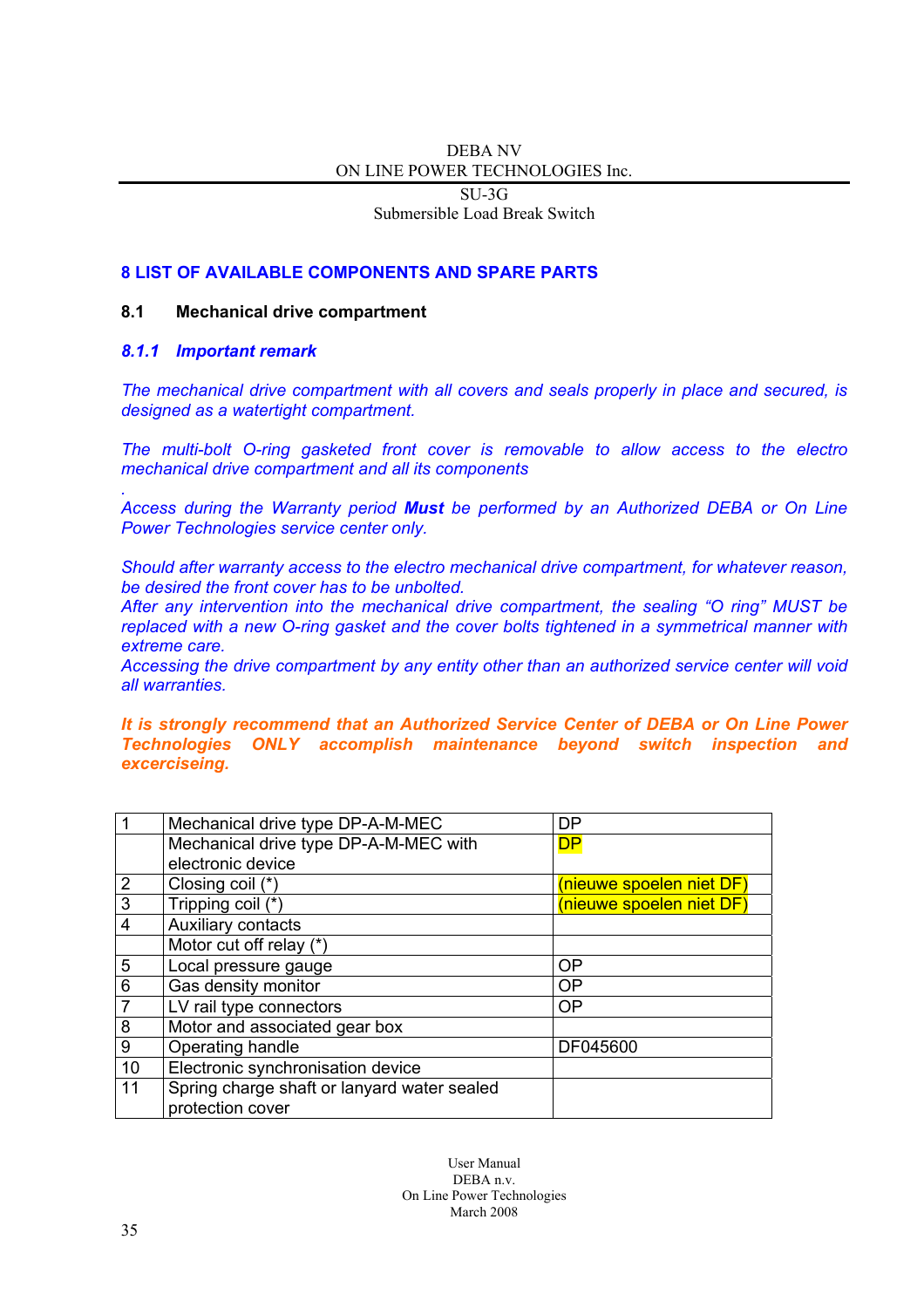# 8 LIST OF AVAILABLE COMPONENTS AND SPARE PARTS

## 8.1 Mechanical drive compartment

### *8.1.1 Important remark*

*The mechanical drive compartment with all covers and seals properly in place and secured, is designed as a watertight compartment.*

*The multi-bolt O-ring gasketed front cover is removable to allow access to the electro mechanical drive compartment and all its components*

.

*Access during the Warranty period* ***Must*** *be performed by an Authorized DEBA or On Line Power Technologies service center only.*

*Should after warranty access to the electro mechanical drive compartment, for whatever reason, be desired the front cover has to be unbolted.*
*After any intervention into the mechanical drive compartment, the sealing "O ring" MUST be replaced with a new O-ring gasket and the cover bolts tightened in a symmetrical manner with extreme care.*
*Accessing the drive compartment by any entity other than an authorized service center will void all warranties.*

***It is strongly recommend that an Authorized Service Center of DEBA or On Line Power Technologies ONLY accomplish maintenance beyond switch inspection and excerciseing.***

| | | |
|---|---|---|
| 1 | Mechanical drive type DP-A-M-MEC | DP |
| | Mechanical drive type DP-A-M-MEC with electronic device | DP |
| 2 | Closing coil (*) | (nieuwe spoelen niet DF) |
| 3 | Tripping coil (*) | (nieuwe spoelen niet DF) |
| 4 | Auxiliary contacts | |
| | Motor cut off relay (*) | |
| 5 | Local pressure gauge | OP |
| 6 | Gas density monitor | OP |
| 7 | LV rail type connectors | OP |
| 8 | Motor and associated gear box | |
| 9 | Operating handle | DF045600 |
| 10 | Electronic synchronisation device | |
| 11 | Spring charge shaft or lanyard water sealed protection cover | |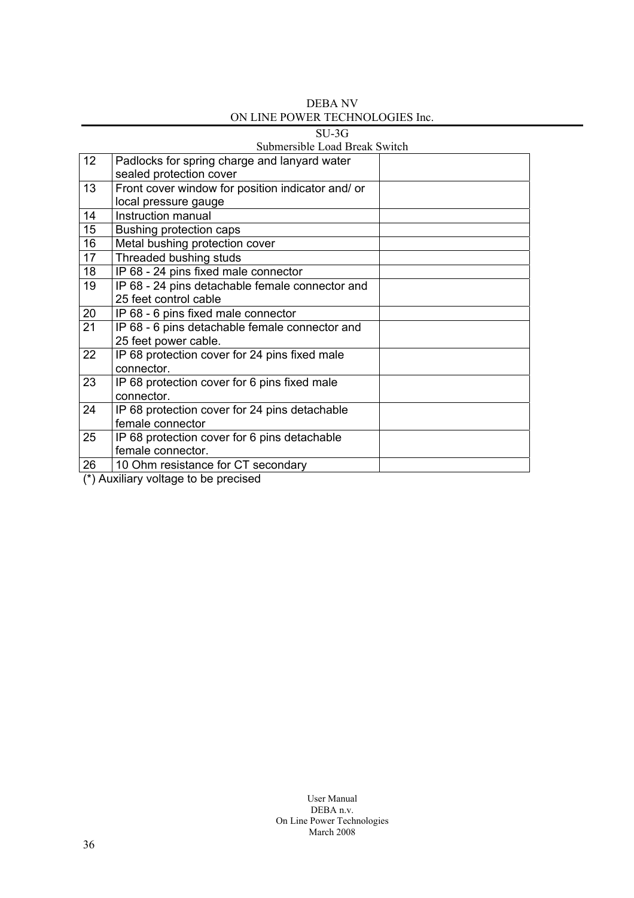| | | |
|---|---|---|
| 12 | Padlocks for spring charge and lanyard water sealed protection cover | |
| 13 | Front cover window for position indicator and/ or local pressure gauge | |
| 14 | Instruction manual | |
| 15 | Bushing protection caps | |
| 16 | Metal bushing protection cover | |
| 17 | Threaded bushing studs | |
| 18 | IP 68 - 24 pins fixed male connector | |
| 19 | IP 68 - 24 pins detachable female connector and 25 feet control cable | |
| 20 | IP 68 - 6 pins fixed male connector | |
| 21 | IP 68 - 6 pins detachable female connector and 25 feet power cable. | |
| 22 | IP 68 protection cover for 24 pins fixed male connector. | |
| 23 | IP 68 protection cover for 6 pins fixed male connector. | |
| 24 | IP 68 protection cover for 24 pins detachable female connector | |
| 25 | IP 68 protection cover for 6 pins detachable female connector. | |
| 26 | 10 Ohm resistance for CT secondary | |

(*) Auxiliary voltage to be precised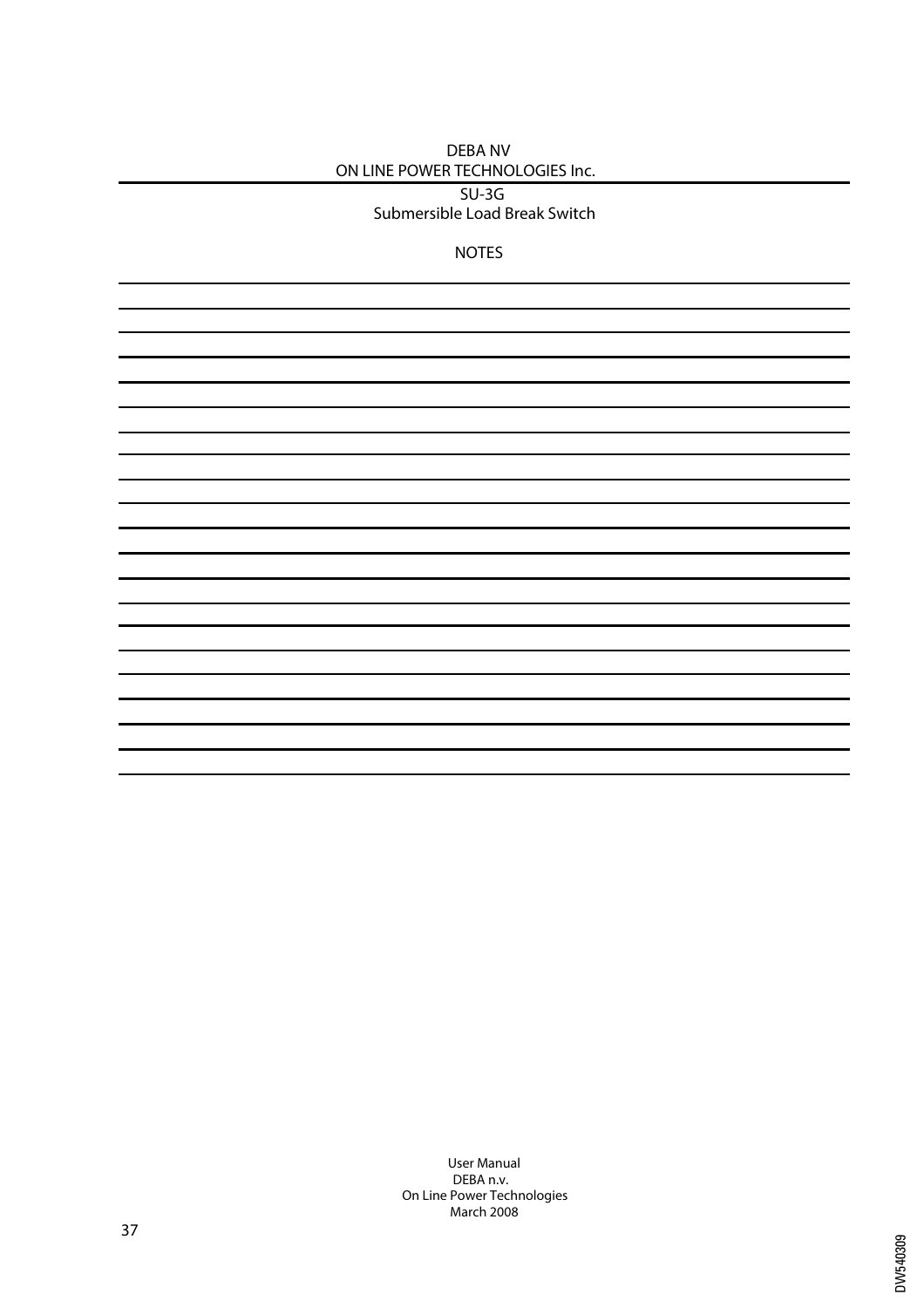# NOTES